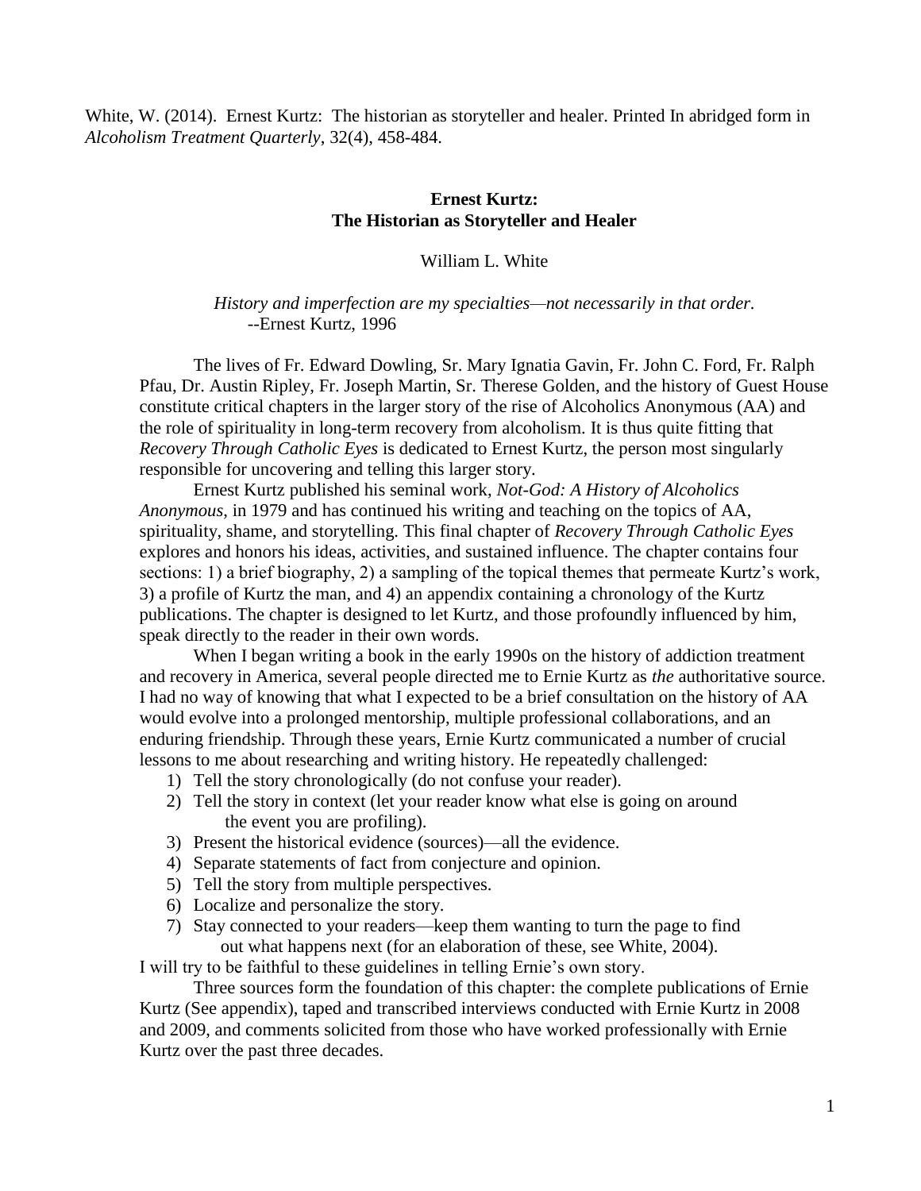White, W. (2014). Ernest Kurtz: The historian as storyteller and healer. Printed In abridged form in *Alcoholism Treatment Quarterly*, 32(4), 458-484.

# Ernest Kurtz: The Historian as Storyteller and Healer

William L. White

*History and imperfection are my specialties—not necessarily in that order.*
--Ernest Kurtz, 1996

The lives of Fr. Edward Dowling, Sr. Mary Ignatia Gavin, Fr. John C. Ford, Fr. Ralph Pfau, Dr. Austin Ripley, Fr. Joseph Martin, Sr. Therese Golden, and the history of Guest House constitute critical chapters in the larger story of the rise of Alcoholics Anonymous (AA) and the role of spirituality in long-term recovery from alcoholism. It is thus quite fitting that *Recovery Through Catholic Eyes* is dedicated to Ernest Kurtz, the person most singularly responsible for uncovering and telling this larger story.

Ernest Kurtz published his seminal work, *Not-God: A History of Alcoholics Anonymous*, in 1979 and has continued his writing and teaching on the topics of AA, spirituality, shame, and storytelling. This final chapter of *Recovery Through Catholic Eyes* explores and honors his ideas, activities, and sustained influence. The chapter contains four sections: 1) a brief biography, 2) a sampling of the topical themes that permeate Kurtz's work, 3) a profile of Kurtz the man, and 4) an appendix containing a chronology of the Kurtz publications. The chapter is designed to let Kurtz, and those profoundly influenced by him, speak directly to the reader in their own words.

When I began writing a book in the early 1990s on the history of addiction treatment and recovery in America, several people directed me to Ernie Kurtz as *the* authoritative source. I had no way of knowing that what I expected to be a brief consultation on the history of AA would evolve into a prolonged mentorship, multiple professional collaborations, and an enduring friendship. Through these years, Ernie Kurtz communicated a number of crucial lessons to me about researching and writing history. He repeatedly challenged:

1) Tell the story chronologically (do not confuse your reader).
2) Tell the story in context (let your reader know what else is going on around the event you are profiling).
3) Present the historical evidence (sources)—all the evidence.
4) Separate statements of fact from conjecture and opinion.
5) Tell the story from multiple perspectives.
6) Localize and personalize the story.
7) Stay connected to your readers—keep them wanting to turn the page to find out what happens next (for an elaboration of these, see White, 2004).

I will try to be faithful to these guidelines in telling Ernie's own story.

Three sources form the foundation of this chapter: the complete publications of Ernie Kurtz (See appendix), taped and transcribed interviews conducted with Ernie Kurtz in 2008 and 2009, and comments solicited from those who have worked professionally with Ernie Kurtz over the past three decades.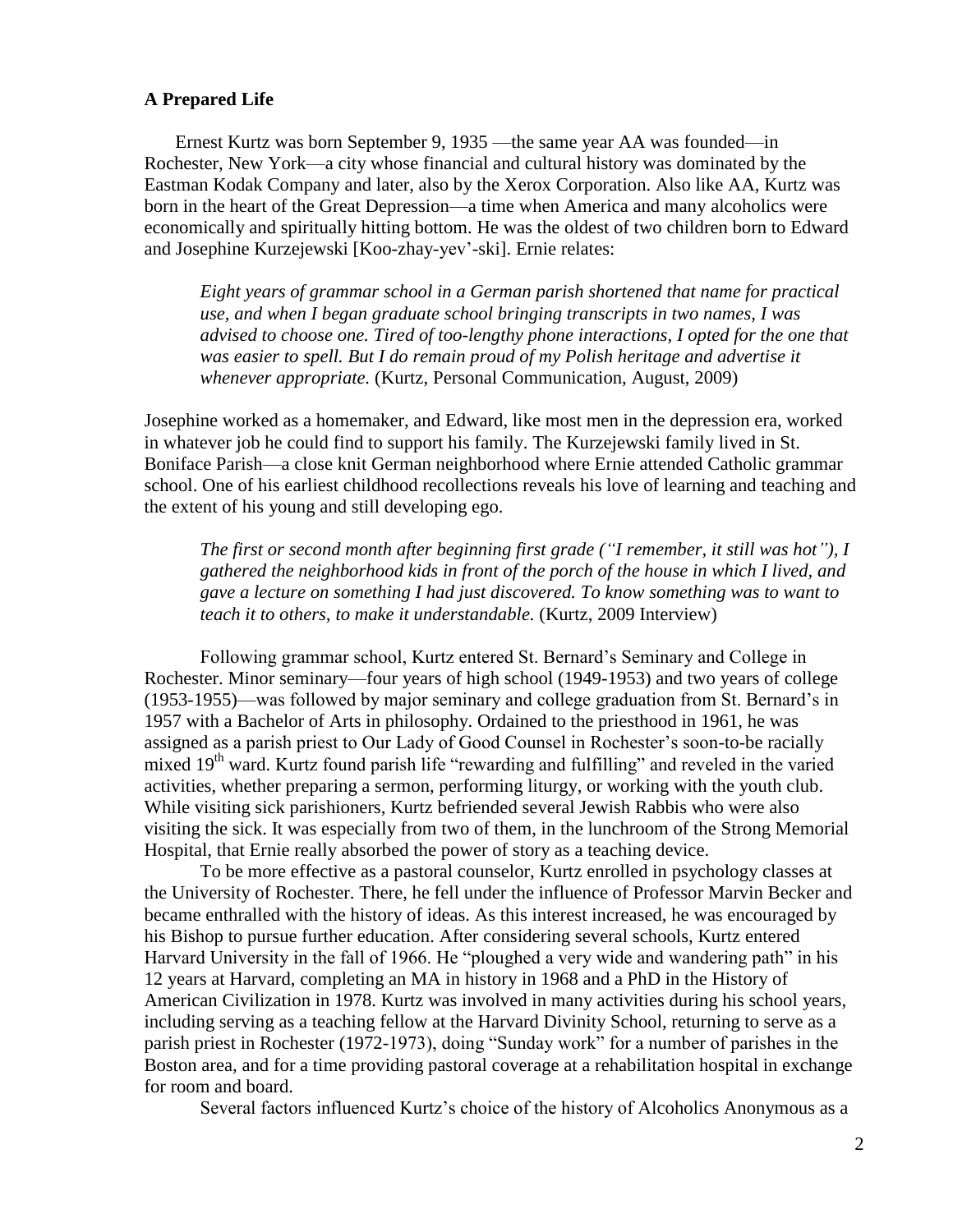### A Prepared Life

Ernest Kurtz was born September 9, 1935 —the same year AA was founded—in Rochester, New York—a city whose financial and cultural history was dominated by the Eastman Kodak Company and later, also by the Xerox Corporation. Also like AA, Kurtz was born in the heart of the Great Depression—a time when America and many alcoholics were economically and spiritually hitting bottom. He was the oldest of two children born to Edward and Josephine Kurzejewski [Koo-zhay-yev'-ski]. Ernie relates:

> *Eight years of grammar school in a German parish shortened that name for practical use, and when I began graduate school bringing transcripts in two names, I was advised to choose one. Tired of too-lengthy phone interactions, I opted for the one that was easier to spell. But I do remain proud of my Polish heritage and advertise it whenever appropriate.* (Kurtz, Personal Communication, August, 2009)

Josephine worked as a homemaker, and Edward, like most men in the depression era, worked in whatever job he could find to support his family. The Kurzejewski family lived in St. Boniface Parish—a close knit German neighborhood where Ernie attended Catholic grammar school. One of his earliest childhood recollections reveals his love of learning and teaching and the extent of his young and still developing ego.

> *The first or second month after beginning first grade ("I remember, it still was hot"), I gathered the neighborhood kids in front of the porch of the house in which I lived, and gave a lecture on something I had just discovered. To know something was to want to teach it to others, to make it understandable.* (Kurtz, 2009 Interview)

Following grammar school, Kurtz entered St. Bernard's Seminary and College in Rochester. Minor seminary—four years of high school (1949-1953) and two years of college (1953-1955)—was followed by major seminary and college graduation from St. Bernard's in 1957 with a Bachelor of Arts in philosophy. Ordained to the priesthood in 1961, he was assigned as a parish priest to Our Lady of Good Counsel in Rochester's soon-to-be racially mixed 19th ward. Kurtz found parish life "rewarding and fulfilling" and reveled in the varied activities, whether preparing a sermon, performing liturgy, or working with the youth club. While visiting sick parishioners, Kurtz befriended several Jewish Rabbis who were also visiting the sick. It was especially from two of them, in the lunchroom of the Strong Memorial Hospital, that Ernie really absorbed the power of story as a teaching device.

To be more effective as a pastoral counselor, Kurtz enrolled in psychology classes at the University of Rochester. There, he fell under the influence of Professor Marvin Becker and became enthralled with the history of ideas. As this interest increased, he was encouraged by his Bishop to pursue further education. After considering several schools, Kurtz entered Harvard University in the fall of 1966. He "ploughed a very wide and wandering path" in his 12 years at Harvard, completing an MA in history in 1968 and a PhD in the History of American Civilization in 1978. Kurtz was involved in many activities during his school years, including serving as a teaching fellow at the Harvard Divinity School, returning to serve as a parish priest in Rochester (1972-1973), doing "Sunday work" for a number of parishes in the Boston area, and for a time providing pastoral coverage at a rehabilitation hospital in exchange for room and board.

Several factors influenced Kurtz's choice of the history of Alcoholics Anonymous as a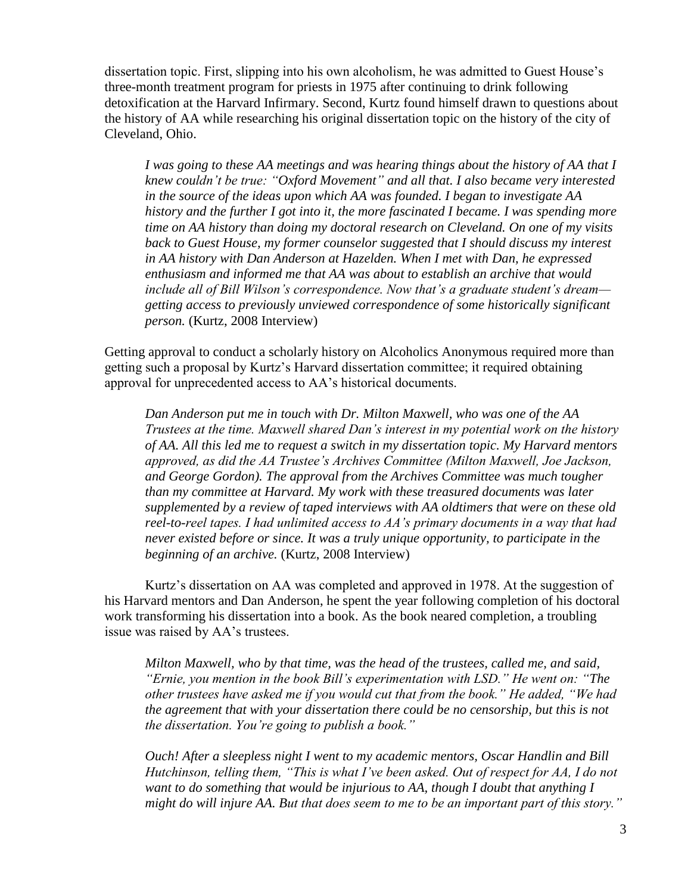dissertation topic. First, slipping into his own alcoholism, he was admitted to Guest House's three-month treatment program for priests in 1975 after continuing to drink following detoxification at the Harvard Infirmary. Second, Kurtz found himself drawn to questions about the history of AA while researching his original dissertation topic on the history of the city of Cleveland, Ohio.

> *I was going to these AA meetings and was hearing things about the history of AA that I knew couldn't be true: "Oxford Movement" and all that. I also became very interested in the source of the ideas upon which AA was founded. I began to investigate AA history and the further I got into it, the more fascinated I became. I was spending more time on AA history than doing my doctoral research on Cleveland. On one of my visits back to Guest House, my former counselor suggested that I should discuss my interest in AA history with Dan Anderson at Hazelden. When I met with Dan, he expressed enthusiasm and informed me that AA was about to establish an archive that would include all of Bill Wilson's correspondence. Now that's a graduate student's dream—getting access to previously unviewed correspondence of some historically significant person.* (Kurtz, 2008 Interview)

Getting approval to conduct a scholarly history on Alcoholics Anonymous required more than getting such a proposal by Kurtz's Harvard dissertation committee; it required obtaining approval for unprecedented access to AA's historical documents.

> *Dan Anderson put me in touch with Dr. Milton Maxwell, who was one of the AA Trustees at the time. Maxwell shared Dan's interest in my potential work on the history of AA. All this led me to request a switch in my dissertation topic. My Harvard mentors approved, as did the AA Trustee's Archives Committee (Milton Maxwell, Joe Jackson, and George Gordon). The approval from the Archives Committee was much tougher than my committee at Harvard. My work with these treasured documents was later supplemented by a review of taped interviews with AA oldtimers that were on these old reel-to-reel tapes. I had unlimited access to AA's primary documents in a way that had never existed before or since. It was a truly unique opportunity, to participate in the beginning of an archive.* (Kurtz, 2008 Interview)

Kurtz's dissertation on AA was completed and approved in 1978. At the suggestion of his Harvard mentors and Dan Anderson, he spent the year following completion of his doctoral work transforming his dissertation into a book. As the book neared completion, a troubling issue was raised by AA's trustees.

> *Milton Maxwell, who by that time, was the head of the trustees, called me, and said, "Ernie, you mention in the book Bill's experimentation with LSD." He went on: "The other trustees have asked me if you would cut that from the book." He added, "We had the agreement that with your dissertation there could be no censorship, but this is not the dissertation. You're going to publish a book."*
>
> *Ouch! After a sleepless night I went to my academic mentors, Oscar Handlin and Bill Hutchinson, telling them, "This is what I've been asked. Out of respect for AA, I do not want to do something that would be injurious to AA, though I doubt that anything I might do will injure AA. But that does seem to me to be an important part of this story."*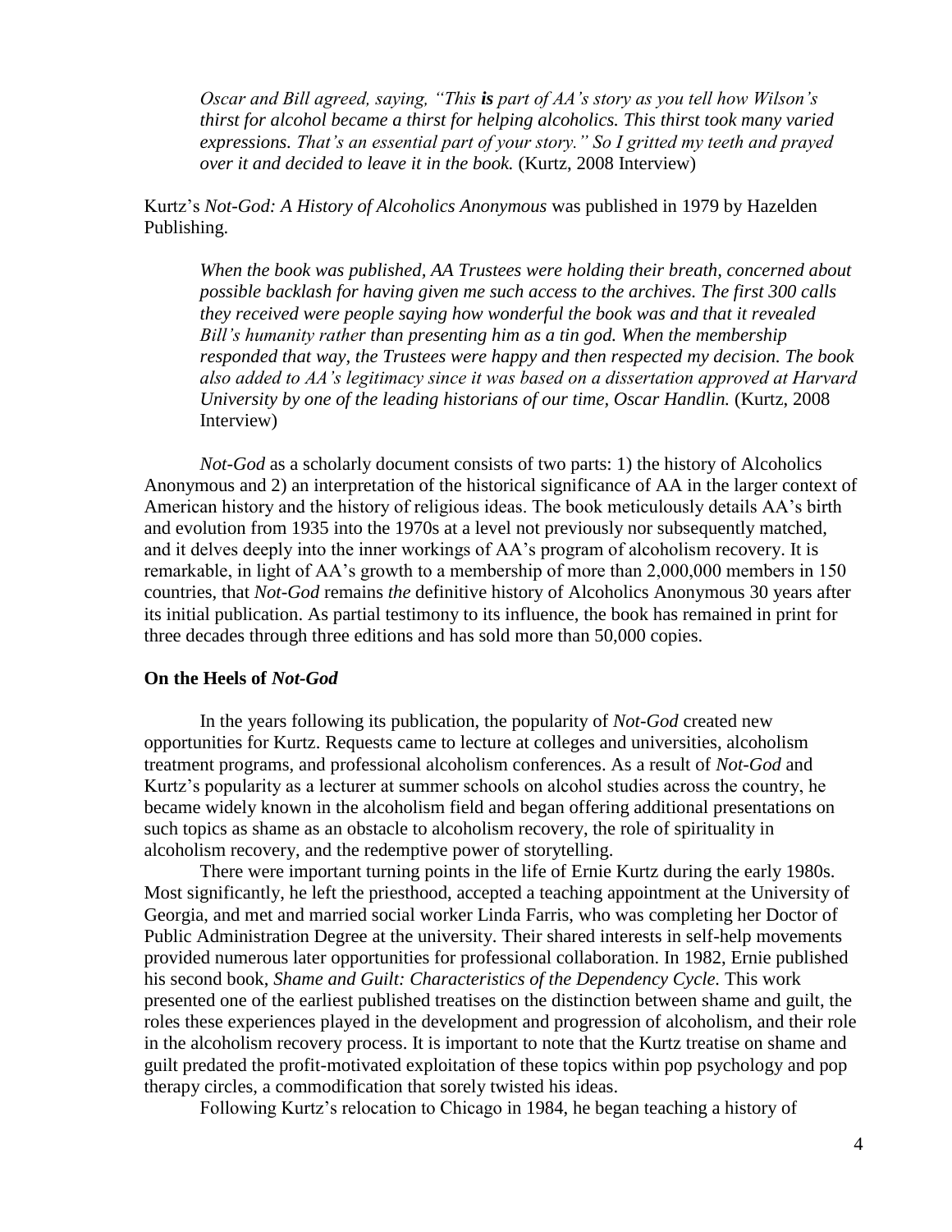*Oscar and Bill agreed, saying, "This* ***is*** *part of AA's story as you tell how Wilson's thirst for alcohol became a thirst for helping alcoholics. This thirst took many varied expressions. That's an essential part of your story." So I gritted my teeth and prayed over it and decided to leave it in the book.* (Kurtz, 2008 Interview)

Kurtz's *Not-God: A History of Alcoholics Anonymous* was published in 1979 by Hazelden Publishing.

> *When the book was published, AA Trustees were holding their breath, concerned about possible backlash for having given me such access to the archives. The first 300 calls they received were people saying how wonderful the book was and that it revealed Bill's humanity rather than presenting him as a tin god. When the membership responded that way, the Trustees were happy and then respected my decision. The book also added to AA's legitimacy since it was based on a dissertation approved at Harvard University by one of the leading historians of our time, Oscar Handlin.* (Kurtz, 2008 Interview)

*Not-God* as a scholarly document consists of two parts: 1) the history of Alcoholics Anonymous and 2) an interpretation of the historical significance of AA in the larger context of American history and the history of religious ideas. The book meticulously details AA's birth and evolution from 1935 into the 1970s at a level not previously nor subsequently matched, and it delves deeply into the inner workings of AA's program of alcoholism recovery. It is remarkable, in light of AA's growth to a membership of more than 2,000,000 members in 150 countries, that *Not-God* remains *the* definitive history of Alcoholics Anonymous 30 years after its initial publication. As partial testimony to its influence, the book has remained in print for three decades through three editions and has sold more than 50,000 copies.

### On the Heels of *Not-God*

In the years following its publication, the popularity of *Not-God* created new opportunities for Kurtz. Requests came to lecture at colleges and universities, alcoholism treatment programs, and professional alcoholism conferences. As a result of *Not-God* and Kurtz's popularity as a lecturer at summer schools on alcohol studies across the country, he became widely known in the alcoholism field and began offering additional presentations on such topics as shame as an obstacle to alcoholism recovery, the role of spirituality in alcoholism recovery, and the redemptive power of storytelling.

There were important turning points in the life of Ernie Kurtz during the early 1980s. Most significantly, he left the priesthood, accepted a teaching appointment at the University of Georgia, and met and married social worker Linda Farris, who was completing her Doctor of Public Administration Degree at the university. Their shared interests in self-help movements provided numerous later opportunities for professional collaboration. In 1982, Ernie published his second book, *Shame and Guilt: Characteristics of the Dependency Cycle.* This work presented one of the earliest published treatises on the distinction between shame and guilt, the roles these experiences played in the development and progression of alcoholism, and their role in the alcoholism recovery process. It is important to note that the Kurtz treatise on shame and guilt predated the profit-motivated exploitation of these topics within pop psychology and pop therapy circles, a commodification that sorely twisted his ideas.

Following Kurtz's relocation to Chicago in 1984, he began teaching a history of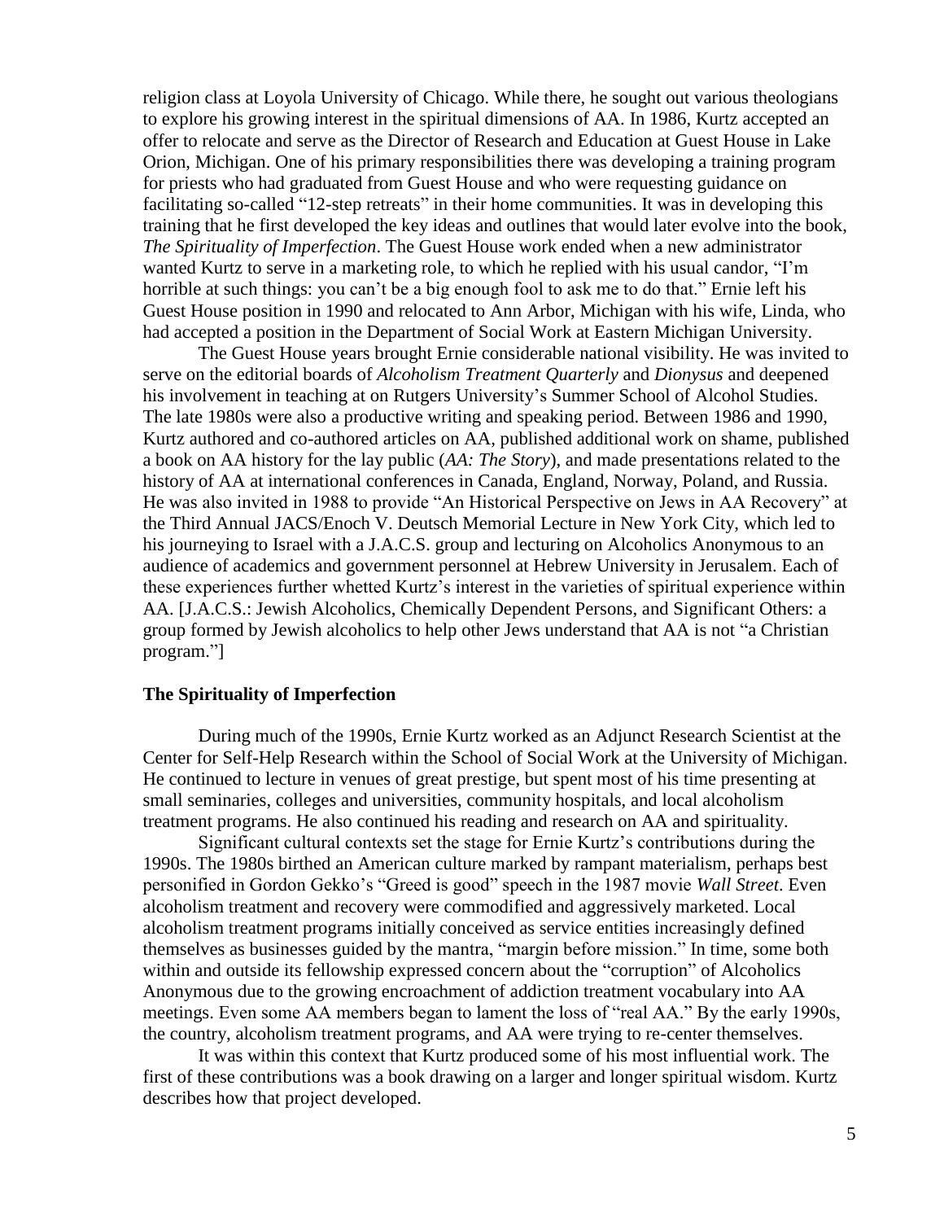religion class at Loyola University of Chicago. While there, he sought out various theologians to explore his growing interest in the spiritual dimensions of AA. In 1986, Kurtz accepted an offer to relocate and serve as the Director of Research and Education at Guest House in Lake Orion, Michigan. One of his primary responsibilities there was developing a training program for priests who had graduated from Guest House and who were requesting guidance on facilitating so-called "12-step retreats" in their home communities. It was in developing this training that he first developed the key ideas and outlines that would later evolve into the book, *The Spirituality of Imperfection*. The Guest House work ended when a new administrator wanted Kurtz to serve in a marketing role, to which he replied with his usual candor, "I'm horrible at such things: you can't be a big enough fool to ask me to do that." Ernie left his Guest House position in 1990 and relocated to Ann Arbor, Michigan with his wife, Linda, who had accepted a position in the Department of Social Work at Eastern Michigan University.

The Guest House years brought Ernie considerable national visibility. He was invited to serve on the editorial boards of *Alcoholism Treatment Quarterly* and *Dionysus* and deepened his involvement in teaching at on Rutgers University's Summer School of Alcohol Studies. The late 1980s were also a productive writing and speaking period. Between 1986 and 1990, Kurtz authored and co-authored articles on AA, published additional work on shame, published a book on AA history for the lay public (*AA: The Story*), and made presentations related to the history of AA at international conferences in Canada, England, Norway, Poland, and Russia. He was also invited in 1988 to provide "An Historical Perspective on Jews in AA Recovery" at the Third Annual JACS/Enoch V. Deutsch Memorial Lecture in New York City, which led to his journeying to Israel with a J.A.C.S. group and lecturing on Alcoholics Anonymous to an audience of academics and government personnel at Hebrew University in Jerusalem. Each of these experiences further whetted Kurtz's interest in the varieties of spiritual experience within AA. [J.A.C.S.: Jewish Alcoholics, Chemically Dependent Persons, and Significant Others: a group formed by Jewish alcoholics to help other Jews understand that AA is not "a Christian program."]

## The Spirituality of Imperfection

During much of the 1990s, Ernie Kurtz worked as an Adjunct Research Scientist at the Center for Self-Help Research within the School of Social Work at the University of Michigan. He continued to lecture in venues of great prestige, but spent most of his time presenting at small seminaries, colleges and universities, community hospitals, and local alcoholism treatment programs. He also continued his reading and research on AA and spirituality.

Significant cultural contexts set the stage for Ernie Kurtz's contributions during the 1990s. The 1980s birthed an American culture marked by rampant materialism, perhaps best personified in Gordon Gekko's "Greed is good" speech in the 1987 movie *Wall Street*. Even alcoholism treatment and recovery were commodified and aggressively marketed. Local alcoholism treatment programs initially conceived as service entities increasingly defined themselves as businesses guided by the mantra, "margin before mission." In time, some both within and outside its fellowship expressed concern about the "corruption" of Alcoholics Anonymous due to the growing encroachment of addiction treatment vocabulary into AA meetings. Even some AA members began to lament the loss of "real AA." By the early 1990s, the country, alcoholism treatment programs, and AA were trying to re-center themselves.

It was within this context that Kurtz produced some of his most influential work. The first of these contributions was a book drawing on a larger and longer spiritual wisdom. Kurtz describes how that project developed.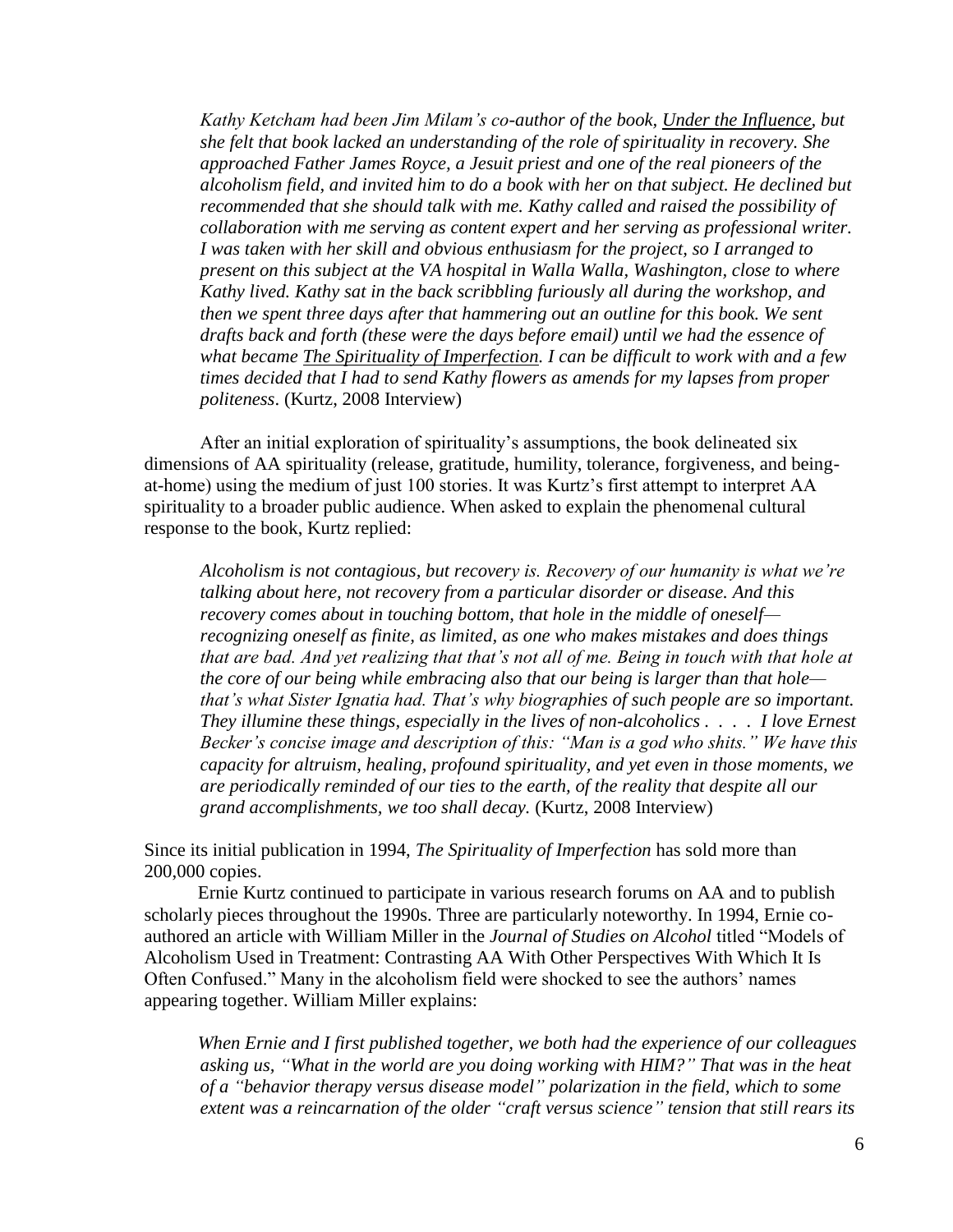> *Kathy Ketcham had been Jim Milam's co-author of the book, Under the Influence, but she felt that book lacked an understanding of the role of spirituality in recovery. She approached Father James Royce, a Jesuit priest and one of the real pioneers of the alcoholism field, and invited him to do a book with her on that subject. He declined but recommended that she should talk with me. Kathy called and raised the possibility of collaboration with me serving as content expert and her serving as professional writer. I was taken with her skill and obvious enthusiasm for the project, so I arranged to present on this subject at the VA hospital in Walla Walla, Washington, close to where Kathy lived. Kathy sat in the back scribbling furiously all during the workshop, and then we spent three days after that hammering out an outline for this book. We sent drafts back and forth (these were the days before email) until we had the essence of what became The Spirituality of Imperfection. I can be difficult to work with and a few times decided that I had to send Kathy flowers as amends for my lapses from proper politeness*. (Kurtz, 2008 Interview)

After an initial exploration of spirituality's assumptions, the book delineated six dimensions of AA spirituality (release, gratitude, humility, tolerance, forgiveness, and being-at-home) using the medium of just 100 stories. It was Kurtz's first attempt to interpret AA spirituality to a broader public audience. When asked to explain the phenomenal cultural response to the book, Kurtz replied:

> *Alcoholism is not contagious, but recovery is. Recovery of our humanity is what we're talking about here, not recovery from a particular disorder or disease. And this recovery comes about in touching bottom, that hole in the middle of oneself—recognizing oneself as finite, as limited, as one who makes mistakes and does things that are bad. And yet realizing that that's not all of me. Being in touch with that hole at the core of our being while embracing also that our being is larger than that hole—that's what Sister Ignatia had. That's why biographies of such people are so important. They illumine these things, especially in the lives of non-alcoholics . . . . I love Ernest Becker's concise image and description of this: "Man is a god who shits." We have this capacity for altruism, healing, profound spirituality, and yet even in those moments, we are periodically reminded of our ties to the earth, of the reality that despite all our grand accomplishments, we too shall decay.* (Kurtz, 2008 Interview)

Since its initial publication in 1994, *The Spirituality of Imperfection* has sold more than 200,000 copies.

Ernie Kurtz continued to participate in various research forums on AA and to publish scholarly pieces throughout the 1990s. Three are particularly noteworthy. In 1994, Ernie co-authored an article with William Miller in the *Journal of Studies on Alcohol* titled "Models of Alcoholism Used in Treatment: Contrasting AA With Other Perspectives With Which It Is Often Confused." Many in the alcoholism field were shocked to see the authors' names appearing together. William Miller explains:

> *When Ernie and I first published together, we both had the experience of our colleagues asking us, "What in the world are you doing working with HIM?" That was in the heat of a "behavior therapy versus disease model" polarization in the field, which to some extent was a reincarnation of the older "craft versus science" tension that still rears its*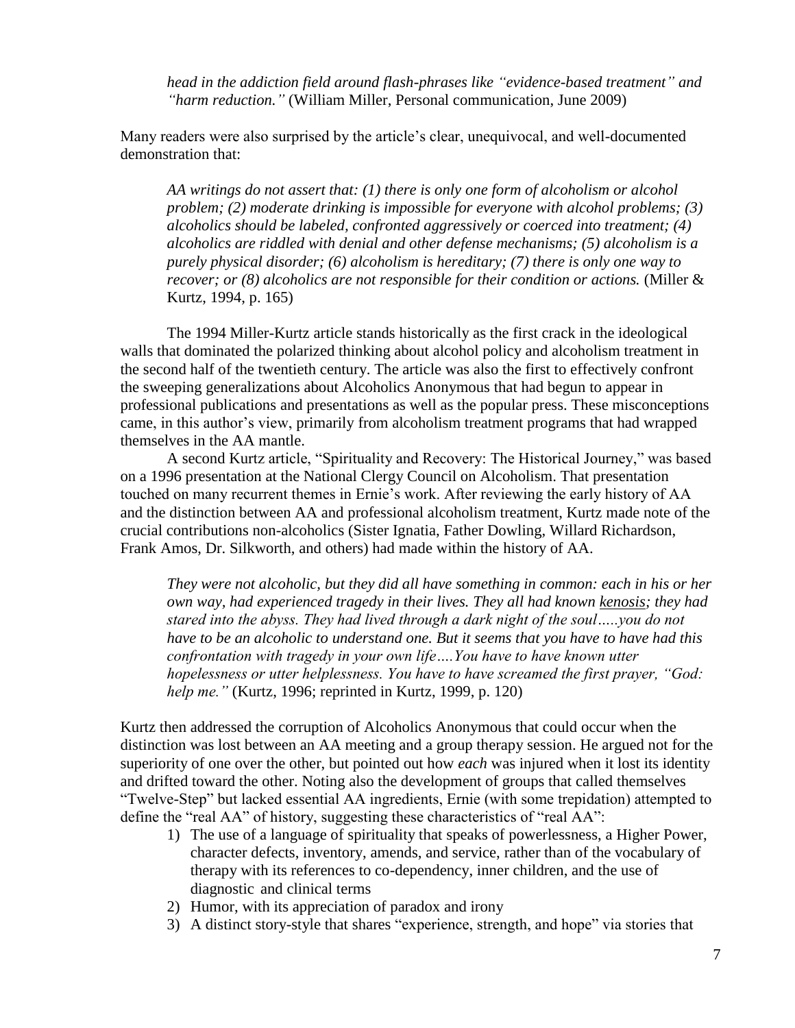*head in the addiction field around flash-phrases like "evidence-based treatment" and "harm reduction."* (William Miller, Personal communication, June 2009)

Many readers were also surprised by the article's clear, unequivocal, and well-documented demonstration that:

> *AA writings do not assert that: (1) there is only one form of alcoholism or alcohol problem; (2) moderate drinking is impossible for everyone with alcohol problems; (3) alcoholics should be labeled, confronted aggressively or coerced into treatment; (4) alcoholics are riddled with denial and other defense mechanisms; (5) alcoholism is a purely physical disorder; (6) alcoholism is hereditary; (7) there is only one way to recover; or (8) alcoholics are not responsible for their condition or actions.* (Miller & Kurtz, 1994, p. 165)

The 1994 Miller-Kurtz article stands historically as the first crack in the ideological walls that dominated the polarized thinking about alcohol policy and alcoholism treatment in the second half of the twentieth century. The article was also the first to effectively confront the sweeping generalizations about Alcoholics Anonymous that had begun to appear in professional publications and presentations as well as the popular press. These misconceptions came, in this author's view, primarily from alcoholism treatment programs that had wrapped themselves in the AA mantle.

A second Kurtz article, "Spirituality and Recovery: The Historical Journey," was based on a 1996 presentation at the National Clergy Council on Alcoholism. That presentation touched on many recurrent themes in Ernie's work. After reviewing the early history of AA and the distinction between AA and professional alcoholism treatment, Kurtz made note of the crucial contributions non-alcoholics (Sister Ignatia, Father Dowling, Willard Richardson, Frank Amos, Dr. Silkworth, and others) had made within the history of AA.

> *They were not alcoholic, but they did all have something in common: each in his or her own way, had experienced tragedy in their lives. They all had known kenosis; they had stared into the abyss. They had lived through a dark night of the soul…..you do not have to be an alcoholic to understand one. But it seems that you have to have had this confrontation with tragedy in your own life….You have to have known utter hopelessness or utter helplessness. You have to have screamed the first prayer, "God: help me."* (Kurtz, 1996; reprinted in Kurtz, 1999, p. 120)

Kurtz then addressed the corruption of Alcoholics Anonymous that could occur when the distinction was lost between an AA meeting and a group therapy session. He argued not for the superiority of one over the other, but pointed out how *each* was injured when it lost its identity and drifted toward the other. Noting also the development of groups that called themselves "Twelve-Step" but lacked essential AA ingredients, Ernie (with some trepidation) attempted to define the "real AA" of history, suggesting these characteristics of "real AA":

1) The use of a language of spirituality that speaks of powerlessness, a Higher Power, character defects, inventory, amends, and service, rather than of the vocabulary of therapy with its references to co-dependency, inner children, and the use of diagnostic and clinical terms
2) Humor, with its appreciation of paradox and irony
3) A distinct story-style that shares "experience, strength, and hope" via stories that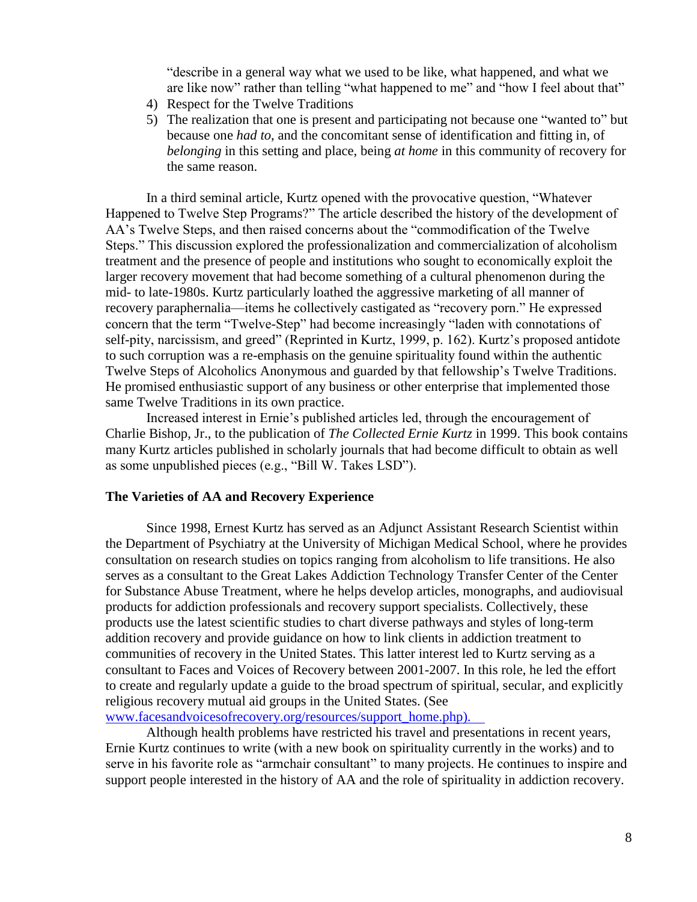"describe in a general way what we used to be like, what happened, and what we are like now" rather than telling "what happened to me" and "how I feel about that"

4) Respect for the Twelve Traditions
5) The realization that one is present and participating not because one "wanted to" but because one *had to*, and the concomitant sense of identification and fitting in, of *belonging* in this setting and place, being *at home* in this community of recovery for the same reason.

In a third seminal article, Kurtz opened with the provocative question, "Whatever Happened to Twelve Step Programs?" The article described the history of the development of AA's Twelve Steps, and then raised concerns about the "commodification of the Twelve Steps." This discussion explored the professionalization and commercialization of alcoholism treatment and the presence of people and institutions who sought to economically exploit the larger recovery movement that had become something of a cultural phenomenon during the mid- to late-1980s. Kurtz particularly loathed the aggressive marketing of all manner of recovery paraphernalia—items he collectively castigated as "recovery porn." He expressed concern that the term "Twelve-Step" had become increasingly "laden with connotations of self-pity, narcissism, and greed" (Reprinted in Kurtz, 1999, p. 162). Kurtz's proposed antidote to such corruption was a re-emphasis on the genuine spirituality found within the authentic Twelve Steps of Alcoholics Anonymous and guarded by that fellowship's Twelve Traditions. He promised enthusiastic support of any business or other enterprise that implemented those same Twelve Traditions in its own practice.

Increased interest in Ernie's published articles led, through the encouragement of Charlie Bishop, Jr., to the publication of *The Collected Ernie Kurtz* in 1999. This book contains many Kurtz articles published in scholarly journals that had become difficult to obtain as well as some unpublished pieces (e.g., "Bill W. Takes LSD").

### The Varieties of AA and Recovery Experience

Since 1998, Ernest Kurtz has served as an Adjunct Assistant Research Scientist within the Department of Psychiatry at the University of Michigan Medical School, where he provides consultation on research studies on topics ranging from alcoholism to life transitions. He also serves as a consultant to the Great Lakes Addiction Technology Transfer Center of the Center for Substance Abuse Treatment, where he helps develop articles, monographs, and audiovisual products for addiction professionals and recovery support specialists. Collectively, these products use the latest scientific studies to chart diverse pathways and styles of long-term addition recovery and provide guidance on how to link clients in addiction treatment to communities of recovery in the United States. This latter interest led to Kurtz serving as a consultant to Faces and Voices of Recovery between 2001-2007. In this role, he led the effort to create and regularly update a guide to the broad spectrum of spiritual, secular, and explicitly religious recovery mutual aid groups in the United States. (See www.facesandvoicesofrecovery.org/resources/support_home.php).

Although health problems have restricted his travel and presentations in recent years, Ernie Kurtz continues to write (with a new book on spirituality currently in the works) and to serve in his favorite role as "armchair consultant" to many projects. He continues to inspire and support people interested in the history of AA and the role of spirituality in addiction recovery.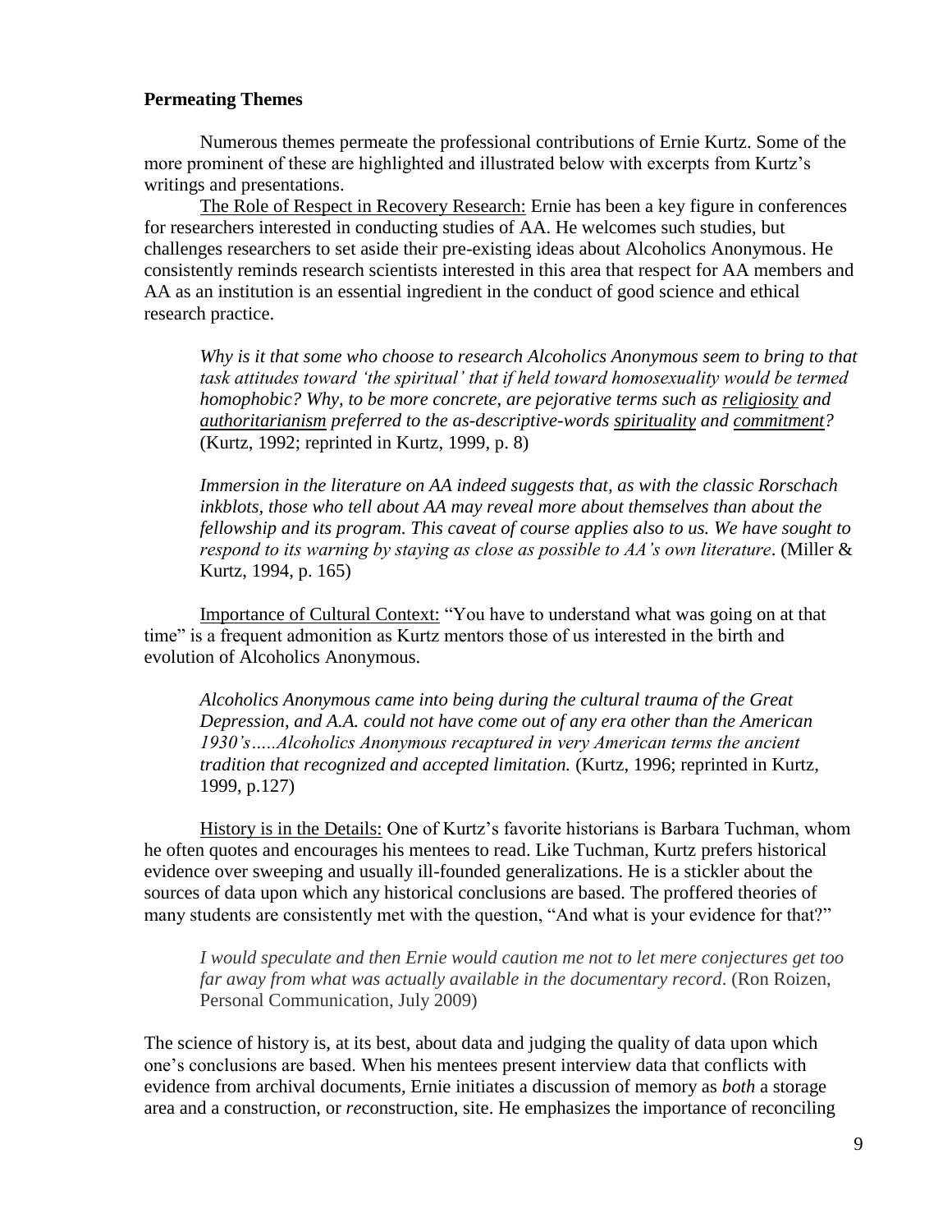**Permeating Themes**

Numerous themes permeate the professional contributions of Ernie Kurtz. Some of the more prominent of these are highlighted and illustrated below with excerpts from Kurtz's writings and presentations.

<u>The Role of Respect in Recovery Research:</u> Ernie has been a key figure in conferences for researchers interested in conducting studies of AA. He welcomes such studies, but challenges researchers to set aside their pre-existing ideas about Alcoholics Anonymous. He consistently reminds research scientists interested in this area that respect for AA members and AA as an institution is an essential ingredient in the conduct of good science and ethical research practice.

> *Why is it that some who choose to research Alcoholics Anonymous seem to bring to that task attitudes toward 'the spiritual' that if held toward homosexuality would be termed homophobic? Why, to be more concrete, are pejorative terms such as <u>religiosity</u> and <u>authoritarianism</u> preferred to the as-descriptive-words <u>spirituality</u> and <u>commitment</u>?* (Kurtz, 1992; reprinted in Kurtz, 1999, p. 8)

> *Immersion in the literature on AA indeed suggests that, as with the classic Rorschach inkblots, those who tell about AA may reveal more about themselves than about the fellowship and its program. This caveat of course applies also to us. We have sought to respond to its warning by staying as close as possible to AA's own literature*. (Miller & Kurtz, 1994, p. 165)

<u>Importance of Cultural Context:</u> "You have to understand what was going on at that time" is a frequent admonition as Kurtz mentors those of us interested in the birth and evolution of Alcoholics Anonymous.

> *Alcoholics Anonymous came into being during the cultural trauma of the Great Depression, and A.A. could not have come out of any era other than the American 1930's…..Alcoholics Anonymous recaptured in very American terms the ancient tradition that recognized and accepted limitation.* (Kurtz, 1996; reprinted in Kurtz, 1999, p.127)

<u>History is in the Details:</u> One of Kurtz's favorite historians is Barbara Tuchman, whom he often quotes and encourages his mentees to read. Like Tuchman, Kurtz prefers historical evidence over sweeping and usually ill-founded generalizations. He is a stickler about the sources of data upon which any historical conclusions are based. The proffered theories of many students are consistently met with the question, "And what is your evidence for that?"

> *I would speculate and then Ernie would caution me not to let mere conjectures get too far away from what was actually available in the documentary record*. (Ron Roizen, Personal Communication, July 2009)

The science of history is, at its best, about data and judging the quality of data upon which one's conclusions are based. When his mentees present interview data that conflicts with evidence from archival documents, Ernie initiates a discussion of memory as *both* a storage area and a construction, or *re*construction, site. He emphasizes the importance of reconciling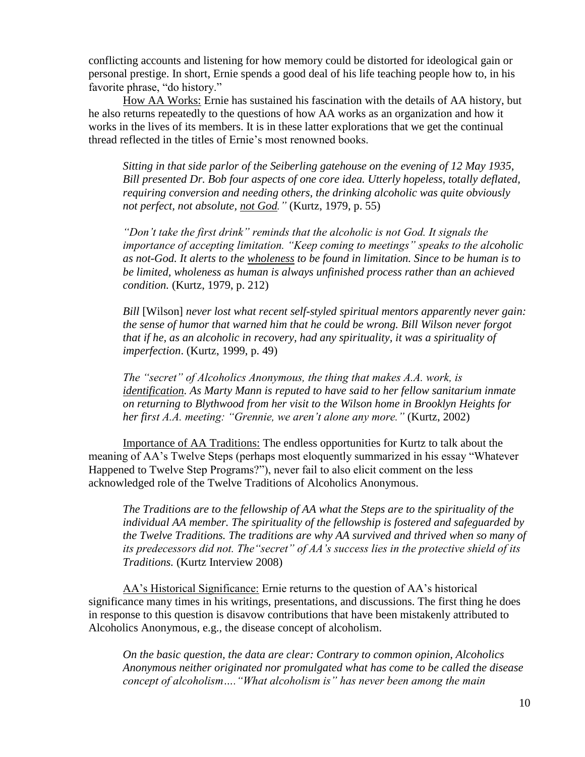conflicting accounts and listening for how memory could be distorted for ideological gain or personal prestige. In short, Ernie spends a good deal of his life teaching people how to, in his favorite phrase, "do history."

<u>How AA Works:</u> Ernie has sustained his fascination with the details of AA history, but he also returns repeatedly to the questions of how AA works as an organization and how it works in the lives of its members. It is in these latter explorations that we get the continual thread reflected in the titles of Ernie's most renowned books.

> *Sitting in that side parlor of the Seiberling gatehouse on the evening of 12 May 1935, Bill presented Dr. Bob four aspects of one core idea. Utterly hopeless, totally deflated, requiring conversion and needing others, the drinking alcoholic was quite obviously not perfect, not absolute, <u>not God</u>."* (Kurtz, 1979, p. 55)

> *"Don't take the first drink" reminds that the alcoholic is not God. It signals the importance of accepting limitation. "Keep coming to meetings" speaks to the alcoholic as not-God. It alerts to the <u>wholeness</u> to be found in limitation. Since to be human is to be limited, wholeness as human is always unfinished process rather than an achieved condition.* (Kurtz, 1979, p. 212)

> *Bill* [Wilson] *never lost what recent self-styled spiritual mentors apparently never gain: the sense of humor that warned him that he could be wrong. Bill Wilson never forgot that if he, as an alcoholic in recovery, had any spirituality, it was a spirituality of imperfection*. (Kurtz, 1999, p. 49)

> *The "secret" of Alcoholics Anonymous, the thing that makes A.A. work, is <u>identification</u>. As Marty Mann is reputed to have said to her fellow sanitarium inmate on returning to Blythwood from her visit to the Wilson home in Brooklyn Heights for her first A.A. meeting: "Grennie, we aren't alone any more."* (Kurtz, 2002)

<u>Importance of AA Traditions:</u> The endless opportunities for Kurtz to talk about the meaning of AA's Twelve Steps (perhaps most eloquently summarized in his essay "Whatever Happened to Twelve Step Programs?"), never fail to also elicit comment on the less acknowledged role of the Twelve Traditions of Alcoholics Anonymous.

> *The Traditions are to the fellowship of AA what the Steps are to the spirituality of the individual AA member. The spirituality of the fellowship is fostered and safeguarded by the Twelve Traditions. The traditions are why AA survived and thrived when so many of its predecessors did not. The"secret" of AA's success lies in the protective shield of its Traditions.* (Kurtz Interview 2008)

<u>AA's Historical Significance:</u> Ernie returns to the question of AA's historical significance many times in his writings, presentations, and discussions. The first thing he does in response to this question is disavow contributions that have been mistakenly attributed to Alcoholics Anonymous, e.g., the disease concept of alcoholism.

> *On the basic question, the data are clear: Contrary to common opinion, Alcoholics Anonymous neither originated nor promulgated what has come to be called the disease concept of alcoholism…."What alcoholism is" has never been among the main*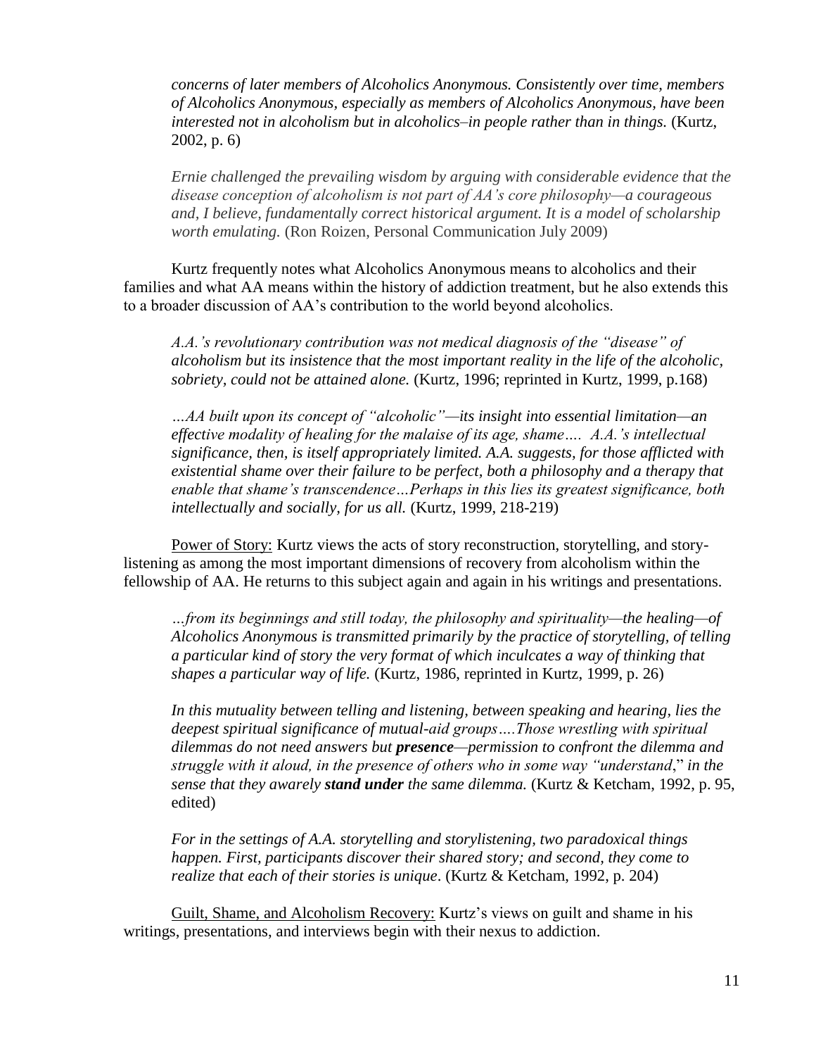> *concerns of later members of Alcoholics Anonymous. Consistently over time, members of Alcoholics Anonymous, especially as members of Alcoholics Anonymous, have been interested not in alcoholism but in alcoholics–in people rather than in things.* (Kurtz, 2002, p. 6)

> *Ernie challenged the prevailing wisdom by arguing with considerable evidence that the disease conception of alcoholism is not part of AA's core philosophy—a courageous and, I believe, fundamentally correct historical argument. It is a model of scholarship worth emulating.* (Ron Roizen, Personal Communication July 2009)

Kurtz frequently notes what Alcoholics Anonymous means to alcoholics and their families and what AA means within the history of addiction treatment, but he also extends this to a broader discussion of AA's contribution to the world beyond alcoholics.

> *A.A.'s revolutionary contribution was not medical diagnosis of the "disease" of alcoholism but its insistence that the most important reality in the life of the alcoholic, sobriety, could not be attained alone.* (Kurtz, 1996; reprinted in Kurtz, 1999, p.168)

> *…AA built upon its concept of "alcoholic"—its insight into essential limitation—an effective modality of healing for the malaise of its age, shame…. A.A.'s intellectual significance, then, is itself appropriately limited. A.A. suggests, for those afflicted with existential shame over their failure to be perfect, both a philosophy and a therapy that enable that shame's transcendence…Perhaps in this lies its greatest significance, both intellectually and socially, for us all.* (Kurtz, 1999, 218-219)

<u>Power of Story:</u> Kurtz views the acts of story reconstruction, storytelling, and story-listening as among the most important dimensions of recovery from alcoholism within the fellowship of AA. He returns to this subject again and again in his writings and presentations.

> *…from its beginnings and still today, the philosophy and spirituality—the healing—of Alcoholics Anonymous is transmitted primarily by the practice of storytelling, of telling a particular kind of story the very format of which inculcates a way of thinking that shapes a particular way of life.* (Kurtz, 1986, reprinted in Kurtz, 1999, p. 26)

> *In this mutuality between telling and listening, between speaking and hearing, lies the deepest spiritual significance of mutual-aid groups….Those wrestling with spiritual dilemmas do not need answers but* ***presence****—permission to confront the dilemma and struggle with it aloud, in the presence of others who in some way "understand," in the sense that they awarely* ***stand under*** *the same dilemma.* (Kurtz & Ketcham, 1992, p. 95, edited)

> *For in the settings of A.A. storytelling and storylistening, two paradoxical things happen. First, participants discover their shared story; and second, they come to realize that each of their stories is unique*. (Kurtz & Ketcham, 1992, p. 204)

<u>Guilt, Shame, and Alcoholism Recovery:</u> Kurtz's views on guilt and shame in his writings, presentations, and interviews begin with their nexus to addiction.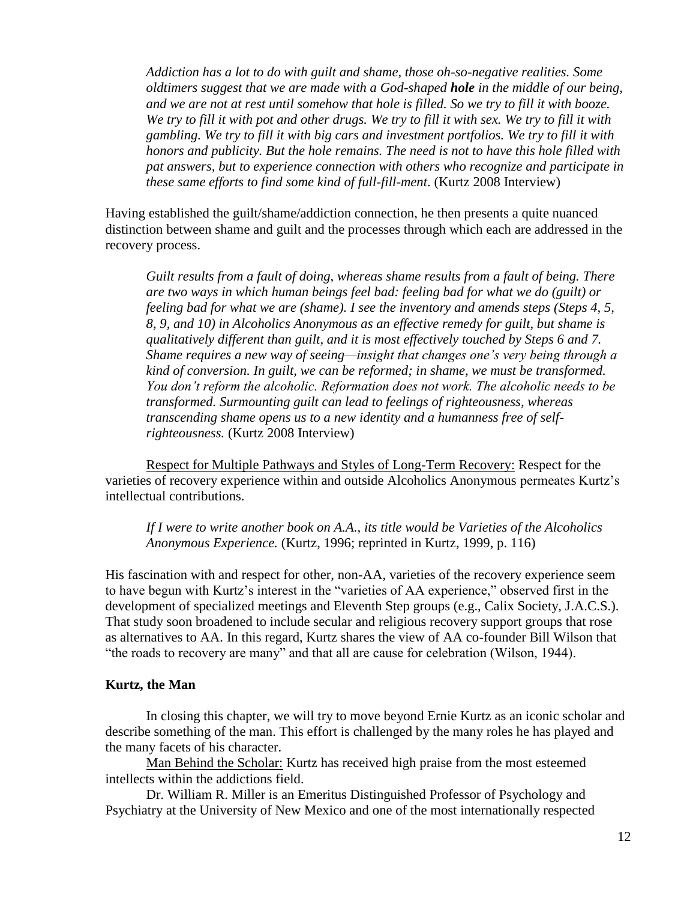> *Addiction has a lot to do with guilt and shame, those oh-so-negative realities. Some oldtimers suggest that we are made with a God-shaped **hole** in the middle of our being, and we are not at rest until somehow that hole is filled. So we try to fill it with booze. We try to fill it with pot and other drugs. We try to fill it with sex. We try to fill it with gambling. We try to fill it with big cars and investment portfolios. We try to fill it with honors and publicity. But the hole remains. The need is not to have this hole filled with pat answers, but to experience connection with others who recognize and participate in these same efforts to find some kind of full-fill-ment.* (Kurtz 2008 Interview)

Having established the guilt/shame/addiction connection, he then presents a quite nuanced distinction between shame and guilt and the processes through which each are addressed in the recovery process.

> *Guilt results from a fault of doing, whereas shame results from a fault of being. There are two ways in which human beings feel bad: feeling bad for what we do (guilt) or feeling bad for what we are (shame). I see the inventory and amends steps (Steps 4, 5, 8, 9, and 10) in Alcoholics Anonymous as an effective remedy for guilt, but shame is qualitatively different than guilt, and it is most effectively touched by Steps 6 and 7. Shame requires a new way of seeing—insight that changes one's very being through a kind of conversion. In guilt, we can be reformed; in shame, we must be transformed. You don't reform the alcoholic. Reformation does not work. The alcoholic needs to be transformed. Surmounting guilt can lead to feelings of righteousness, whereas transcending shame opens us to a new identity and a humanness free of self-righteousness.* (Kurtz 2008 Interview)

Respect for Multiple Pathways and Styles of Long-Term Recovery: Respect for the varieties of recovery experience within and outside Alcoholics Anonymous permeates Kurtz's intellectual contributions.

> *If I were to write another book on A.A., its title would be Varieties of the Alcoholics Anonymous Experience.* (Kurtz, 1996; reprinted in Kurtz, 1999, p. 116)

His fascination with and respect for other, non-AA, varieties of the recovery experience seem to have begun with Kurtz's interest in the "varieties of AA experience," observed first in the development of specialized meetings and Eleventh Step groups (e.g., Calix Society, J.A.C.S.). That study soon broadened to include secular and religious recovery support groups that rose as alternatives to AA. In this regard, Kurtz shares the view of AA co-founder Bill Wilson that "the roads to recovery are many" and that all are cause for celebration (Wilson, 1944).

### Kurtz, the Man

In closing this chapter, we will try to move beyond Ernie Kurtz as an iconic scholar and describe something of the man. This effort is challenged by the many roles he has played and the many facets of his character.

Man Behind the Scholar: Kurtz has received high praise from the most esteemed intellects within the addictions field.

Dr. William R. Miller is an Emeritus Distinguished Professor of Psychology and Psychiatry at the University of New Mexico and one of the most internationally respected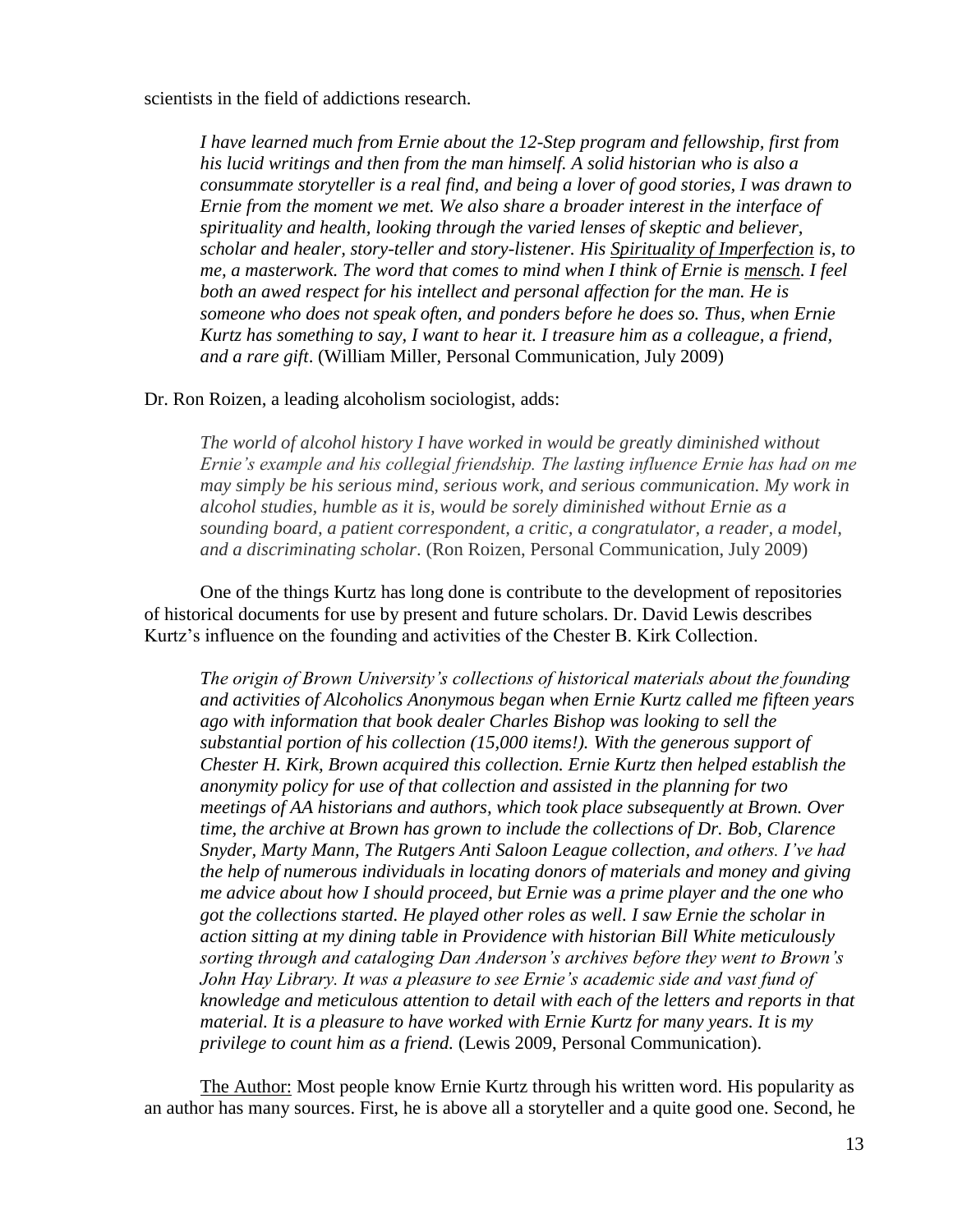scientists in the field of addictions research.

> *I have learned much from Ernie about the 12-Step program and fellowship, first from his lucid writings and then from the man himself. A solid historian who is also a consummate storyteller is a real find, and being a lover of good stories, I was drawn to Ernie from the moment we met. We also share a broader interest in the interface of spirituality and health, looking through the varied lenses of skeptic and believer, scholar and healer, story-teller and story-listener. His Spirituality of Imperfection is, to me, a masterwork. The word that comes to mind when I think of Ernie is mensch. I feel both an awed respect for his intellect and personal affection for the man. He is someone who does not speak often, and ponders before he does so. Thus, when Ernie Kurtz has something to say, I want to hear it. I treasure him as a colleague, a friend, and a rare gift*. (William Miller, Personal Communication, July 2009)

Dr. Ron Roizen, a leading alcoholism sociologist, adds:

> *The world of alcohol history I have worked in would be greatly diminished without Ernie's example and his collegial friendship. The lasting influence Ernie has had on me may simply be his serious mind, serious work, and serious communication. My work in alcohol studies, humble as it is, would be sorely diminished without Ernie as a sounding board, a patient correspondent, a critic, a congratulator, a reader, a model, and a discriminating scholar*. (Ron Roizen, Personal Communication, July 2009)

One of the things Kurtz has long done is contribute to the development of repositories of historical documents for use by present and future scholars. Dr. David Lewis describes Kurtz's influence on the founding and activities of the Chester B. Kirk Collection.

> *The origin of Brown University's collections of historical materials about the founding and activities of Alcoholics Anonymous began when Ernie Kurtz called me fifteen years ago with information that book dealer Charles Bishop was looking to sell the substantial portion of his collection (15,000 items!). With the generous support of Chester H. Kirk, Brown acquired this collection. Ernie Kurtz then helped establish the anonymity policy for use of that collection and assisted in the planning for two meetings of AA historians and authors, which took place subsequently at Brown. Over time, the archive at Brown has grown to include the collections of Dr. Bob, Clarence Snyder, Marty Mann, The Rutgers Anti Saloon League collection, and others. I've had the help of numerous individuals in locating donors of materials and money and giving me advice about how I should proceed, but Ernie was a prime player and the one who got the collections started. He played other roles as well. I saw Ernie the scholar in action sitting at my dining table in Providence with historian Bill White meticulously sorting through and cataloging Dan Anderson's archives before they went to Brown's John Hay Library. It was a pleasure to see Ernie's academic side and vast fund of knowledge and meticulous attention to detail with each of the letters and reports in that material. It is a pleasure to have worked with Ernie Kurtz for many years. It is my privilege to count him as a friend.* (Lewis 2009, Personal Communication).

The Author: Most people know Ernie Kurtz through his written word. His popularity as an author has many sources. First, he is above all a storyteller and a quite good one. Second, he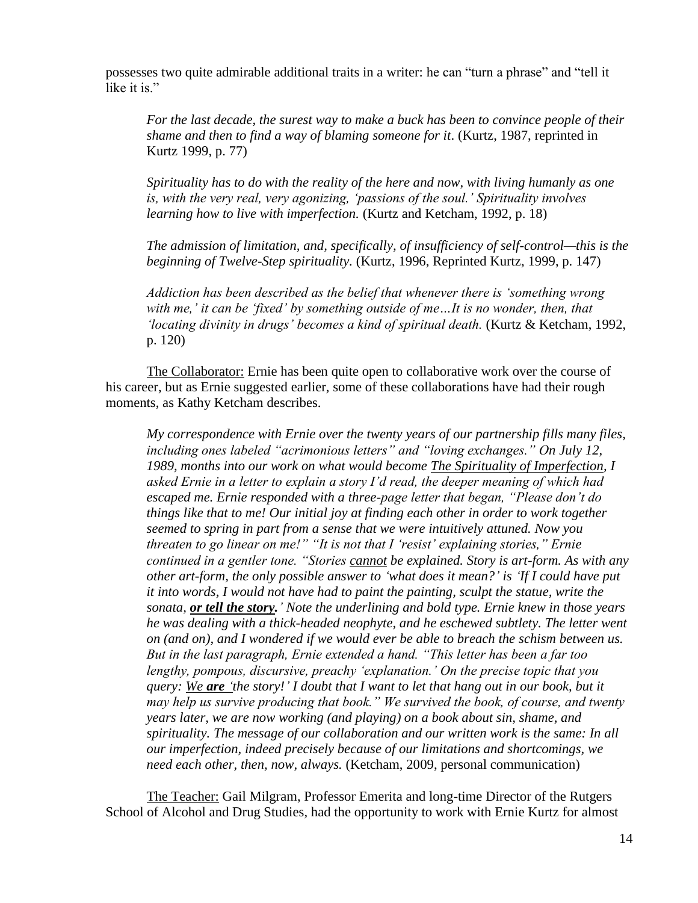possesses two quite admirable additional traits in a writer: he can "turn a phrase" and "tell it like it is."

> *For the last decade, the surest way to make a buck has been to convince people of their shame and then to find a way of blaming someone for it*. (Kurtz, 1987, reprinted in Kurtz 1999, p. 77)
>
> *Spirituality has to do with the reality of the here and now, with living humanly as one is, with the very real, very agonizing, 'passions of the soul.' Spirituality involves learning how to live with imperfection.* (Kurtz and Ketcham, 1992, p. 18)
>
> *The admission of limitation, and, specifically, of insufficiency of self-control—this is the beginning of Twelve-Step spirituality*. (Kurtz, 1996, Reprinted Kurtz, 1999, p. 147)
>
> *Addiction has been described as the belief that whenever there is 'something wrong with me,' it can be 'fixed' by something outside of me…It is no wonder, then, that 'locating divinity in drugs' becomes a kind of spiritual death.* (Kurtz & Ketcham, 1992, p. 120)

<u>The Collaborator:</u> Ernie has been quite open to collaborative work over the course of his career, but as Ernie suggested earlier, some of these collaborations have had their rough moments, as Kathy Ketcham describes.

> *My correspondence with Ernie over the twenty years of our partnership fills many files, including ones labeled "acrimonious letters" and "loving exchanges." On July 12, 1989, months into our work on what would become <u>The Spirituality of Imperfection</u>, I asked Ernie in a letter to explain a story I'd read, the deeper meaning of which had escaped me. Ernie responded with a three-page letter that began, "Please don't do things like that to me! Our initial joy at finding each other in order to work together seemed to spring in part from a sense that we were intuitively attuned. Now you threaten to go linear on me!" "It is not that I 'resist' explaining stories," Ernie continued in a gentler tone. "Stories <u>cannot</u> be explained. Story is art-form. As with any other art-form, the only possible answer to 'what does it mean?' is 'If I could have put it into words, I would not have had to paint the painting, sculpt the statue, write the sonata, **<u>or tell the story</u>.**' Note the underlining and bold type. Ernie knew in those years he was dealing with a thick-headed neophyte, and he eschewed subtlety. The letter went on (and on), and I wondered if we would ever be able to breach the schism between us. But in the last paragraph, Ernie extended a hand. "This letter has been a far too lengthy, pompous, discursive, preachy 'explanation.' On the precise topic that you query: <u>We **are**</u> 'the story!' I doubt that I want to let that hang out in our book, but it may help us survive producing that book." We survived the book, of course, and twenty years later, we are now working (and playing) on a book about sin, shame, and spirituality. The message of our collaboration and our written work is the same: In all our imperfection, indeed precisely because of our limitations and shortcomings, we need each other, then, now, always.* (Ketcham, 2009, personal communication)

<u>The Teacher:</u> Gail Milgram, Professor Emerita and long-time Director of the Rutgers School of Alcohol and Drug Studies, had the opportunity to work with Ernie Kurtz for almost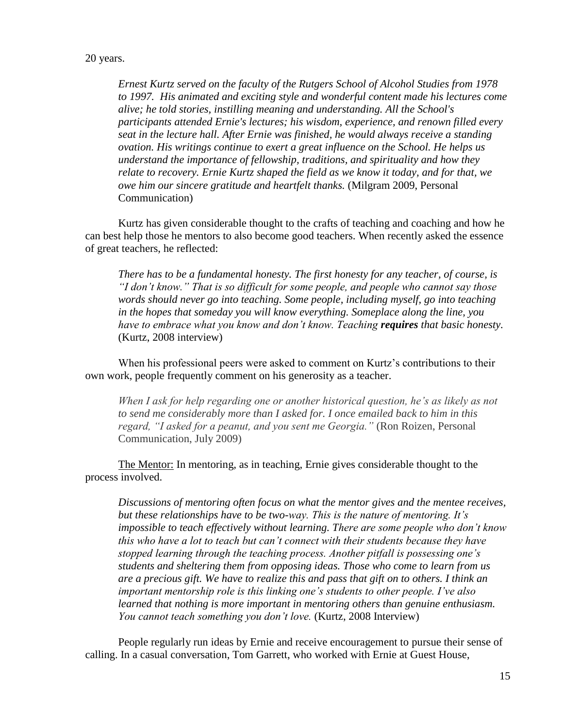20 years.

> *Ernest Kurtz served on the faculty of the Rutgers School of Alcohol Studies from 1978 to 1997. His animated and exciting style and wonderful content made his lectures come alive; he told stories, instilling meaning and understanding. All the School's participants attended Ernie's lectures; his wisdom, experience, and renown filled every seat in the lecture hall. After Ernie was finished, he would always receive a standing ovation. His writings continue to exert a great influence on the School. He helps us understand the importance of fellowship, traditions, and spirituality and how they relate to recovery. Ernie Kurtz shaped the field as we know it today, and for that, we owe him our sincere gratitude and heartfelt thanks.* (Milgram 2009, Personal Communication)

Kurtz has given considerable thought to the crafts of teaching and coaching and how he can best help those he mentors to also become good teachers. When recently asked the essence of great teachers, he reflected:

> *There has to be a fundamental honesty. The first honesty for any teacher, of course, is "I don't know." That is so difficult for some people, and people who cannot say those words should never go into teaching. Some people, including myself, go into teaching in the hopes that someday you will know everything. Someplace along the line, you have to embrace what you know and don't know. Teaching* ***requires*** *that basic honesty.* (Kurtz, 2008 interview)

When his professional peers were asked to comment on Kurtz's contributions to their own work, people frequently comment on his generosity as a teacher.

> *When I ask for help regarding one or another historical question, he's as likely as not to send me considerably more than I asked for. I once emailed back to him in this regard, "I asked for a peanut, and you sent me Georgia."* (Ron Roizen, Personal Communication, July 2009)

<u>The Mentor:</u> In mentoring, as in teaching, Ernie gives considerable thought to the process involved.

> *Discussions of mentoring often focus on what the mentor gives and the mentee receives, but these relationships have to be two-way. This is the nature of mentoring. It's impossible to teach effectively without learning. There are some people who don't know this who have a lot to teach but can't connect with their students because they have stopped learning through the teaching process. Another pitfall is possessing one's students and sheltering them from opposing ideas. Those who come to learn from us are a precious gift. We have to realize this and pass that gift on to others. I think an important mentorship role is this linking one's students to other people. I've also learned that nothing is more important in mentoring others than genuine enthusiasm. You cannot teach something you don't love.* (Kurtz, 2008 Interview)

People regularly run ideas by Ernie and receive encouragement to pursue their sense of calling. In a casual conversation, Tom Garrett, who worked with Ernie at Guest House,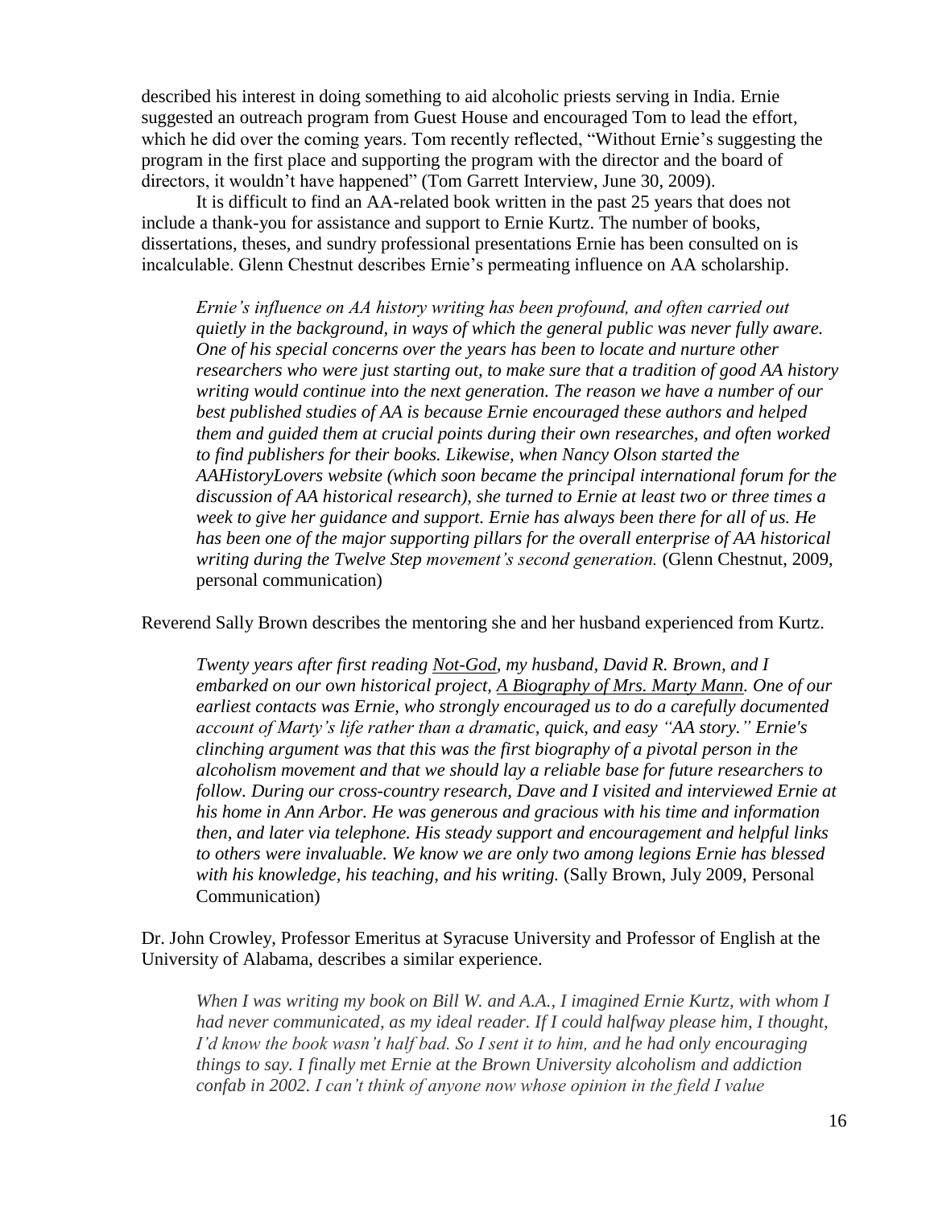described his interest in doing something to aid alcoholic priests serving in India. Ernie suggested an outreach program from Guest House and encouraged Tom to lead the effort, which he did over the coming years. Tom recently reflected, "Without Ernie's suggesting the program in the first place and supporting the program with the director and the board of directors, it wouldn't have happened" (Tom Garrett Interview, June 30, 2009).

It is difficult to find an AA-related book written in the past 25 years that does not include a thank-you for assistance and support to Ernie Kurtz. The number of books, dissertations, theses, and sundry professional presentations Ernie has been consulted on is incalculable. Glenn Chestnut describes Ernie's permeating influence on AA scholarship.

> *Ernie's influence on AA history writing has been profound, and often carried out quietly in the background, in ways of which the general public was never fully aware. One of his special concerns over the years has been to locate and nurture other researchers who were just starting out, to make sure that a tradition of good AA history writing would continue into the next generation. The reason we have a number of our best published studies of AA is because Ernie encouraged these authors and helped them and guided them at crucial points during their own researches, and often worked to find publishers for their books. Likewise, when Nancy Olson started the AAHistoryLovers website (which soon became the principal international forum for the discussion of AA historical research), she turned to Ernie at least two or three times a week to give her guidance and support. Ernie has always been there for all of us. He has been one of the major supporting pillars for the overall enterprise of AA historical writing during the Twelve Step movement's second generation.* (Glenn Chestnut, 2009, personal communication)

Reverend Sally Brown describes the mentoring she and her husband experienced from Kurtz.

> *Twenty years after first reading Not-God, my husband, David R. Brown, and I embarked on our own historical project, A Biography of Mrs. Marty Mann. One of our earliest contacts was Ernie, who strongly encouraged us to do a carefully documented account of Marty's life rather than a dramatic, quick, and easy "AA story." Ernie's clinching argument was that this was the first biography of a pivotal person in the alcoholism movement and that we should lay a reliable base for future researchers to follow. During our cross-country research, Dave and I visited and interviewed Ernie at his home in Ann Arbor. He was generous and gracious with his time and information then, and later via telephone. His steady support and encouragement and helpful links to others were invaluable. We know we are only two among legions Ernie has blessed with his knowledge, his teaching, and his writing.* (Sally Brown, July 2009, Personal Communication)

Dr. John Crowley, Professor Emeritus at Syracuse University and Professor of English at the University of Alabama, describes a similar experience.

> *When I was writing my book on Bill W. and A.A., I imagined Ernie Kurtz, with whom I had never communicated, as my ideal reader. If I could halfway please him, I thought, I'd know the book wasn't half bad. So I sent it to him, and he had only encouraging things to say. I finally met Ernie at the Brown University alcoholism and addiction confab in 2002. I can't think of anyone now whose opinion in the field I value*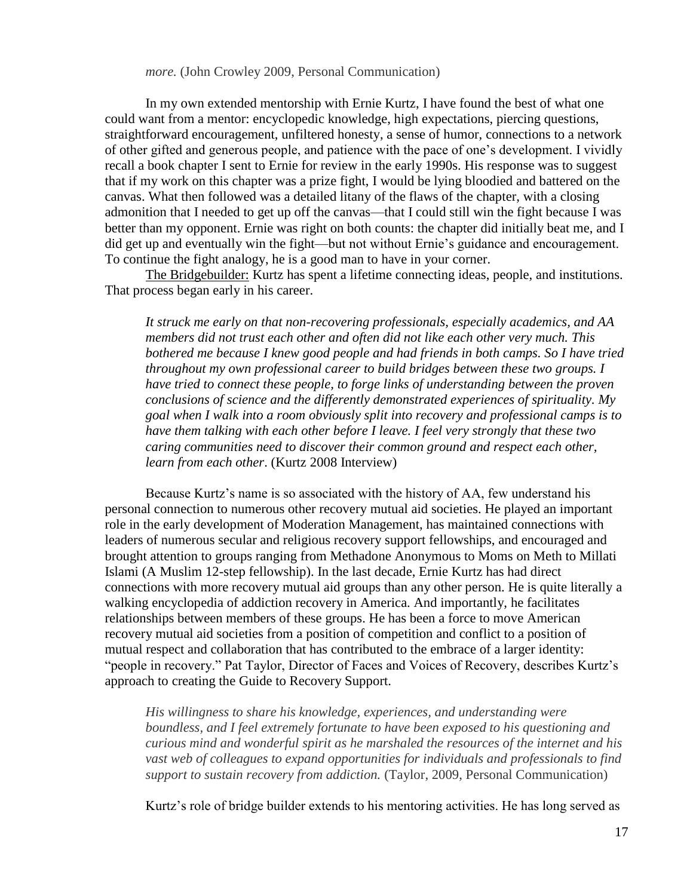*more.* (John Crowley 2009, Personal Communication)

In my own extended mentorship with Ernie Kurtz, I have found the best of what one could want from a mentor: encyclopedic knowledge, high expectations, piercing questions, straightforward encouragement, unfiltered honesty, a sense of humor, connections to a network of other gifted and generous people, and patience with the pace of one's development. I vividly recall a book chapter I sent to Ernie for review in the early 1990s. His response was to suggest that if my work on this chapter was a prize fight, I would be lying bloodied and battered on the canvas. What then followed was a detailed litany of the flaws of the chapter, with a closing admonition that I needed to get up off the canvas—that I could still win the fight because I was better than my opponent. Ernie was right on both counts: the chapter did initially beat me, and I did get up and eventually win the fight—but not without Ernie's guidance and encouragement. To continue the fight analogy, he is a good man to have in your corner.

<u>The Bridgebuilder:</u> Kurtz has spent a lifetime connecting ideas, people, and institutions. That process began early in his career.

> *It struck me early on that non-recovering professionals, especially academics, and AA members did not trust each other and often did not like each other very much. This bothered me because I knew good people and had friends in both camps. So I have tried throughout my own professional career to build bridges between these two groups. I have tried to connect these people, to forge links of understanding between the proven conclusions of science and the differently demonstrated experiences of spirituality. My goal when I walk into a room obviously split into recovery and professional camps is to have them talking with each other before I leave. I feel very strongly that these two caring communities need to discover their common ground and respect each other, learn from each other*. (Kurtz 2008 Interview)

Because Kurtz's name is so associated with the history of AA, few understand his personal connection to numerous other recovery mutual aid societies. He played an important role in the early development of Moderation Management, has maintained connections with leaders of numerous secular and religious recovery support fellowships, and encouraged and brought attention to groups ranging from Methadone Anonymous to Moms on Meth to Millati Islami (A Muslim 12-step fellowship). In the last decade, Ernie Kurtz has had direct connections with more recovery mutual aid groups than any other person. He is quite literally a walking encyclopedia of addiction recovery in America. And importantly, he facilitates relationships between members of these groups. He has been a force to move American recovery mutual aid societies from a position of competition and conflict to a position of mutual respect and collaboration that has contributed to the embrace of a larger identity: "people in recovery." Pat Taylor, Director of Faces and Voices of Recovery, describes Kurtz's approach to creating the Guide to Recovery Support.

> *His willingness to share his knowledge, experiences, and understanding were boundless, and I feel extremely fortunate to have been exposed to his questioning and curious mind and wonderful spirit as he marshaled the resources of the internet and his vast web of colleagues to expand opportunities for individuals and professionals to find support to sustain recovery from addiction.* (Taylor, 2009, Personal Communication)

Kurtz's role of bridge builder extends to his mentoring activities. He has long served as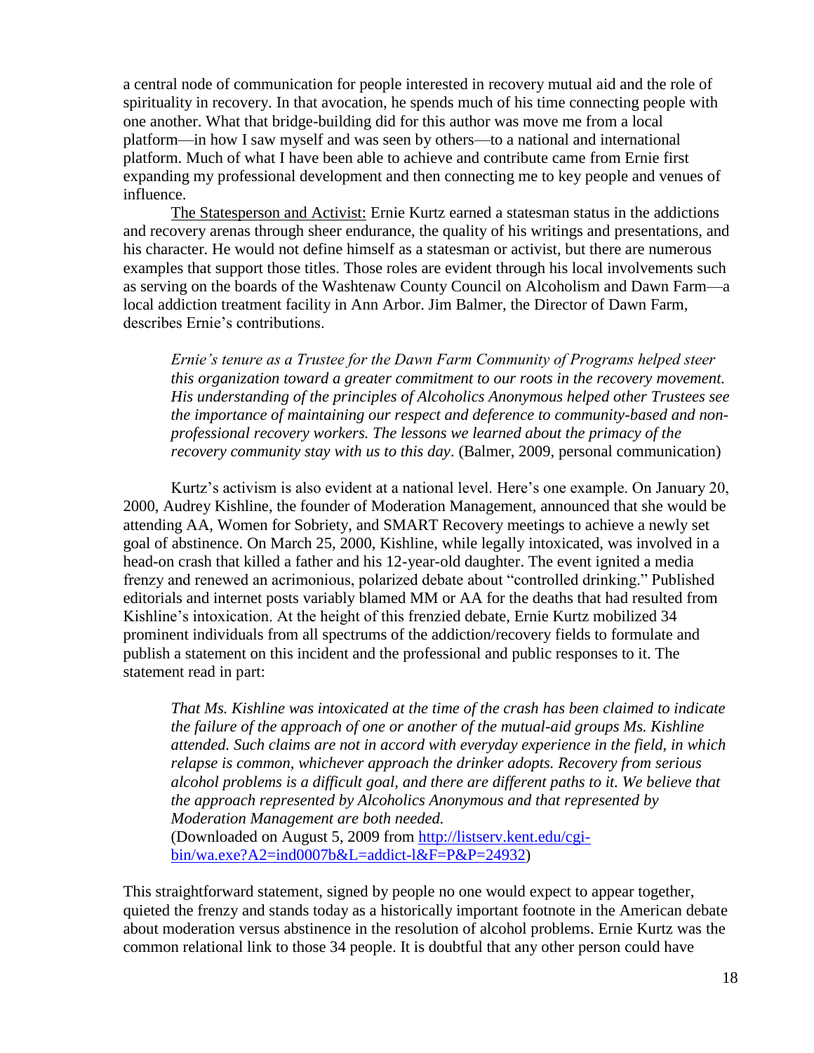a central node of communication for people interested in recovery mutual aid and the role of spirituality in recovery. In that avocation, he spends much of his time connecting people with one another. What that bridge-building did for this author was move me from a local platform—in how I saw myself and was seen by others—to a national and international platform. Much of what I have been able to achieve and contribute came from Ernie first expanding my professional development and then connecting me to key people and venues of influence.

The Statesperson and Activist: Ernie Kurtz earned a statesman status in the addictions and recovery arenas through sheer endurance, the quality of his writings and presentations, and his character. He would not define himself as a statesman or activist, but there are numerous examples that support those titles. Those roles are evident through his local involvements such as serving on the boards of the Washtenaw County Council on Alcoholism and Dawn Farm—a local addiction treatment facility in Ann Arbor. Jim Balmer, the Director of Dawn Farm, describes Ernie's contributions.

> *Ernie's tenure as a Trustee for the Dawn Farm Community of Programs helped steer this organization toward a greater commitment to our roots in the recovery movement. His understanding of the principles of Alcoholics Anonymous helped other Trustees see the importance of maintaining our respect and deference to community-based and non-professional recovery workers. The lessons we learned about the primacy of the recovery community stay with us to this day*. (Balmer, 2009, personal communication)

Kurtz's activism is also evident at a national level. Here's one example. On January 20, 2000, Audrey Kishline, the founder of Moderation Management, announced that she would be attending AA, Women for Sobriety, and SMART Recovery meetings to achieve a newly set goal of abstinence. On March 25, 2000, Kishline, while legally intoxicated, was involved in a head-on crash that killed a father and his 12-year-old daughter. The event ignited a media frenzy and renewed an acrimonious, polarized debate about "controlled drinking." Published editorials and internet posts variably blamed MM or AA for the deaths that had resulted from Kishline's intoxication. At the height of this frenzied debate, Ernie Kurtz mobilized 34 prominent individuals from all spectrums of the addiction/recovery fields to formulate and publish a statement on this incident and the professional and public responses to it. The statement read in part:

> *That Ms. Kishline was intoxicated at the time of the crash has been claimed to indicate the failure of the approach of one or another of the mutual-aid groups Ms. Kishline attended. Such claims are not in accord with everyday experience in the field, in which relapse is common, whichever approach the drinker adopts. Recovery from serious alcohol problems is a difficult goal, and there are different paths to it. We believe that the approach represented by Alcoholics Anonymous and that represented by Moderation Management are both needed.*
> (Downloaded on August 5, 2009 from http://listserv.kent.edu/cgi-bin/wa.exe?A2=ind0007b&L=addict-l&F=P&P=24932)

This straightforward statement, signed by people no one would expect to appear together, quieted the frenzy and stands today as a historically important footnote in the American debate about moderation versus abstinence in the resolution of alcohol problems. Ernie Kurtz was the common relational link to those 34 people. It is doubtful that any other person could have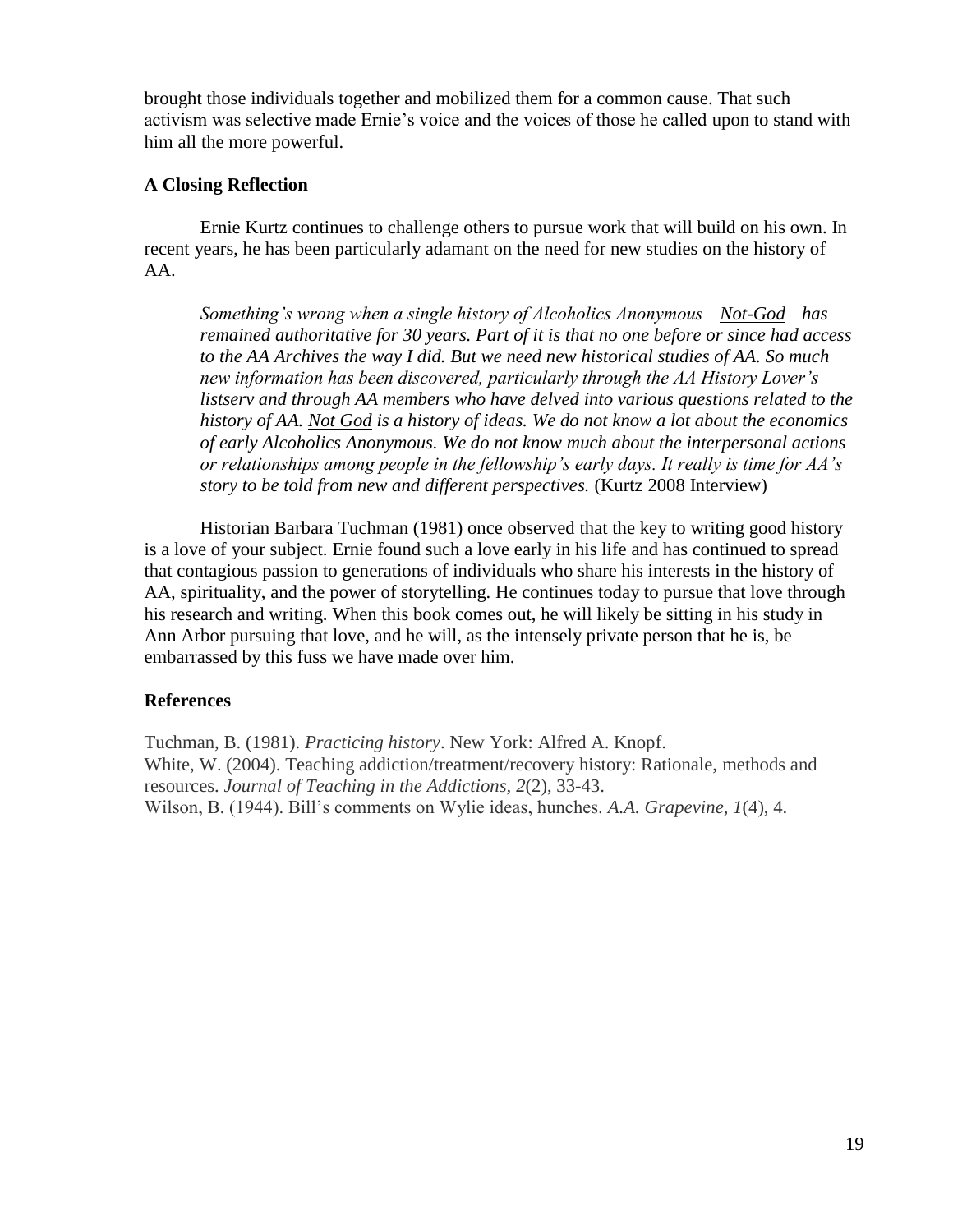brought those individuals together and mobilized them for a common cause. That such activism was selective made Ernie's voice and the voices of those he called upon to stand with him all the more powerful.

### A Closing Reflection

Ernie Kurtz continues to challenge others to pursue work that will build on his own. In recent years, he has been particularly adamant on the need for new studies on the history of AA.

> *Something's wrong when a single history of Alcoholics Anonymous—Not-God—has remained authoritative for 30 years. Part of it is that no one before or since had access to the AA Archives the way I did. But we need new historical studies of AA. So much new information has been discovered, particularly through the AA History Lover's listserv and through AA members who have delved into various questions related to the history of AA. Not God is a history of ideas. We do not know a lot about the economics of early Alcoholics Anonymous. We do not know much about the interpersonal actions or relationships among people in the fellowship's early days. It really is time for AA's story to be told from new and different perspectives.* (Kurtz 2008 Interview)

Historian Barbara Tuchman (1981) once observed that the key to writing good history is a love of your subject. Ernie found such a love early in his life and has continued to spread that contagious passion to generations of individuals who share his interests in the history of AA, spirituality, and the power of storytelling. He continues today to pursue that love through his research and writing. When this book comes out, he will likely be sitting in his study in Ann Arbor pursuing that love, and he will, as the intensely private person that he is, be embarrassed by this fuss we have made over him.

### References

Tuchman, B. (1981). *Practicing history*. New York: Alfred A. Knopf.
White, W. (2004). Teaching addiction/treatment/recovery history: Rationale, methods and resources. *Journal of Teaching in the Addictions, 2*(2), 33-43.
Wilson, B. (1944). Bill's comments on Wylie ideas, hunches. *A.A. Grapevine, 1*(4), 4.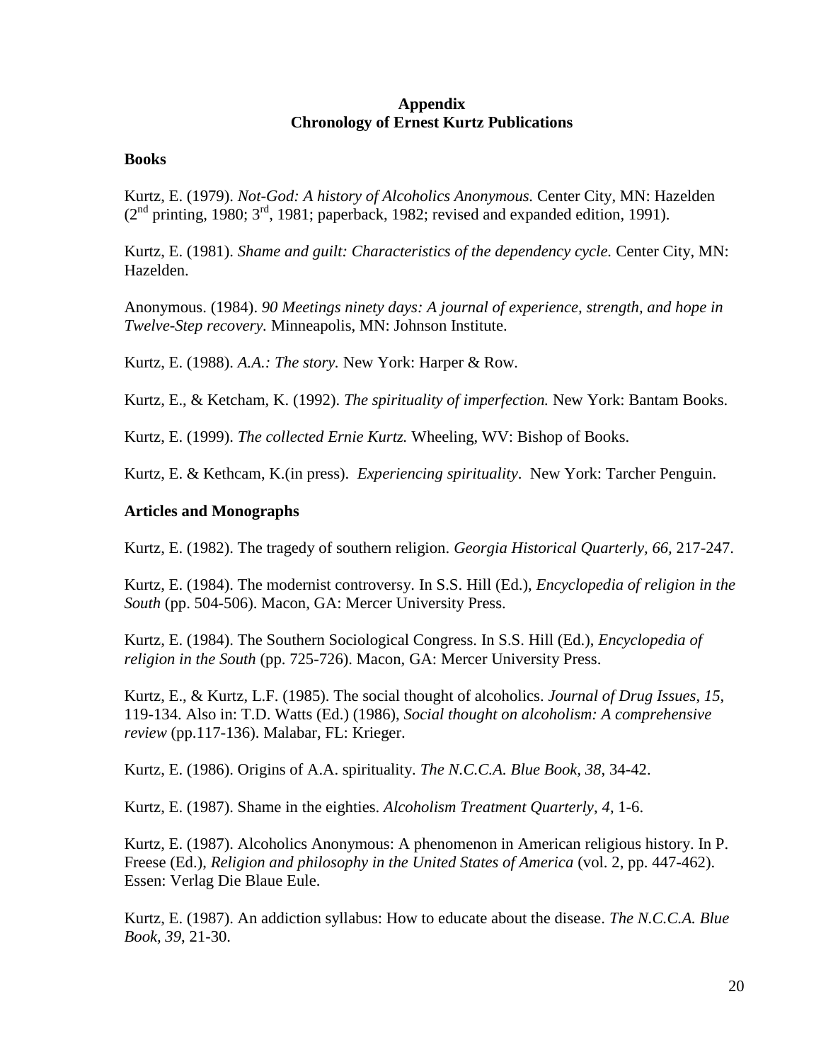# Appendix
# Chronology of Ernest Kurtz Publications

## Books

Kurtz, E. (1979). *Not-God: A history of Alcoholics Anonymous.* Center City, MN: Hazelden (2nd printing, 1980; 3rd, 1981; paperback, 1982; revised and expanded edition, 1991).

Kurtz, E. (1981). *Shame and guilt: Characteristics of the dependency cycle.* Center City, MN: Hazelden.

Anonymous. (1984). *90 Meetings ninety days: A journal of experience, strength, and hope in Twelve-Step recovery.* Minneapolis, MN: Johnson Institute.

Kurtz, E. (1988). *A.A.: The story.* New York: Harper & Row.

Kurtz, E., & Ketcham, K. (1992). *The spirituality of imperfection.* New York: Bantam Books.

Kurtz, E. (1999). *The collected Ernie Kurtz.* Wheeling, WV: Bishop of Books.

Kurtz, E. & Kethcam, K.(in press). *Experiencing spirituality*. New York: Tarcher Penguin.

## Articles and Monographs

Kurtz, E. (1982). The tragedy of southern religion. *Georgia Historical Quarterly, 66,* 217-247.

Kurtz, E. (1984). The modernist controversy. In S.S. Hill (Ed.), *Encyclopedia of religion in the South* (pp. 504-506). Macon, GA: Mercer University Press.

Kurtz, E. (1984). The Southern Sociological Congress. In S.S. Hill (Ed.), *Encyclopedia of religion in the South* (pp. 725-726). Macon, GA: Mercer University Press.

Kurtz, E., & Kurtz, L.F. (1985). The social thought of alcoholics. *Journal of Drug Issues*, *15*, 119-134. Also in: T.D. Watts (Ed.) (1986), *Social thought on alcoholism: A comprehensive review* (pp.117-136). Malabar, FL: Krieger.

Kurtz, E. (1986). Origins of A.A. spirituality. *The N.C.C.A. Blue Book, 38*, 34-42.

Kurtz, E. (1987). Shame in the eighties. *Alcoholism Treatment Quarterly*, *4*, 1-6.

Kurtz, E. (1987). Alcoholics Anonymous: A phenomenon in American religious history. In P. Freese (Ed.), *Religion and philosophy in the United States of America* (vol. 2, pp. 447-462). Essen: Verlag Die Blaue Eule.

Kurtz, E. (1987). An addiction syllabus: How to educate about the disease. *The N.C.C.A. Blue Book, 39*, 21-30.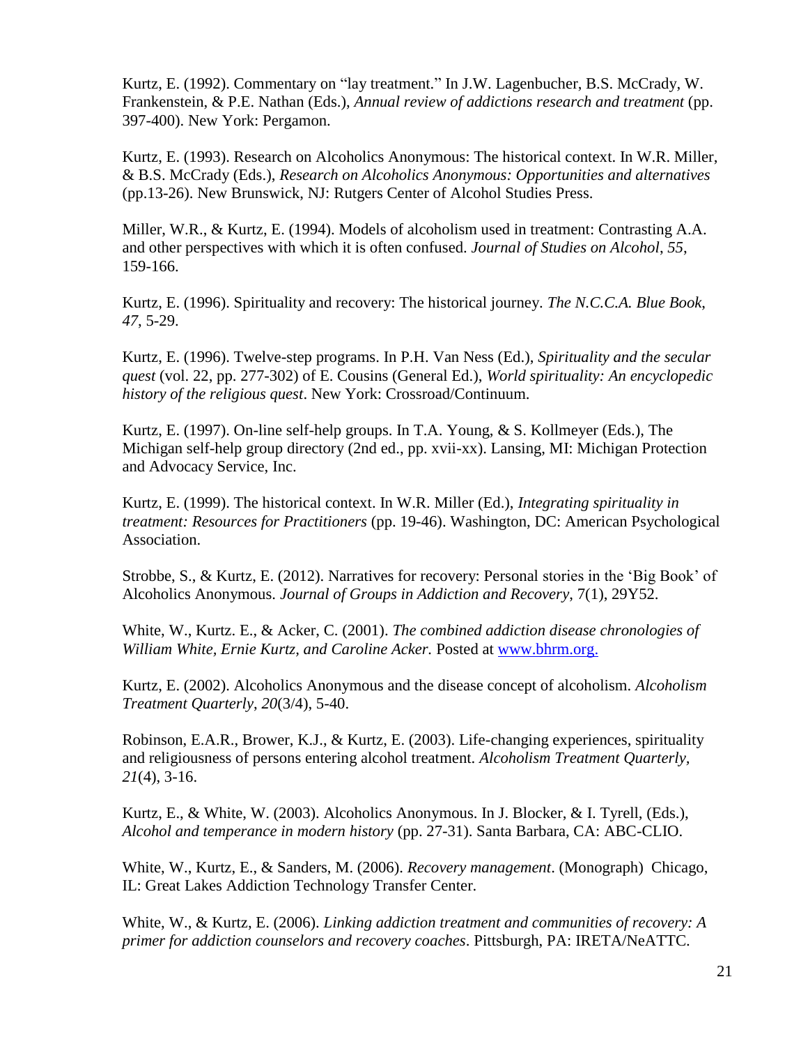Kurtz, E. (1992). Commentary on "lay treatment." In J.W. Lagenbucher, B.S. McCrady, W. Frankenstein, & P.E. Nathan (Eds.), *Annual review of addictions research and treatment* (pp. 397-400). New York: Pergamon.

Kurtz, E. (1993). Research on Alcoholics Anonymous: The historical context. In W.R. Miller, & B.S. McCrady (Eds.), *Research on Alcoholics Anonymous: Opportunities and alternatives* (pp.13-26). New Brunswick, NJ: Rutgers Center of Alcohol Studies Press.

Miller, W.R., & Kurtz, E. (1994). Models of alcoholism used in treatment: Contrasting A.A. and other perspectives with which it is often confused. *Journal of Studies on Alcohol*, *55*, 159-166.

Kurtz, E. (1996). Spirituality and recovery: The historical journey. *The N.C.C.A. Blue Book*, *47*, 5-29.

Kurtz, E. (1996). Twelve-step programs. In P.H. Van Ness (Ed.), *Spirituality and the secular quest* (vol. 22, pp. 277-302) of E. Cousins (General Ed.), *World spirituality: An encyclopedic history of the religious quest*. New York: Crossroad/Continuum.

Kurtz, E. (1997). On-line self-help groups. In T.A. Young, & S. Kollmeyer (Eds.), The Michigan self-help group directory (2nd ed., pp. xvii-xx). Lansing, MI: Michigan Protection and Advocacy Service, Inc.

Kurtz, E. (1999). The historical context. In W.R. Miller (Ed.), *Integrating spirituality in treatment: Resources for Practitioners* (pp. 19-46). Washington, DC: American Psychological Association.

Strobbe, S., & Kurtz, E. (2012). Narratives for recovery: Personal stories in the 'Big Book' of Alcoholics Anonymous. *Journal of Groups in Addiction and Recovery*, 7(1), 29Y52.

White, W., Kurtz. E., & Acker, C. (2001). *The combined addiction disease chronologies of William White, Ernie Kurtz, and Caroline Acker.* Posted at www.bhrm.org.

Kurtz, E. (2002). Alcoholics Anonymous and the disease concept of alcoholism. *Alcoholism Treatment Quarterly*, *20*(3/4), 5-40.

Robinson, E.A.R., Brower, K.J., & Kurtz, E. (2003). Life-changing experiences, spirituality and religiousness of persons entering alcohol treatment. *Alcoholism Treatment Quarterly, 21*(4), 3-16.

Kurtz, E., & White, W. (2003). Alcoholics Anonymous. In J. Blocker, & I. Tyrell, (Eds.), *Alcohol and temperance in modern history* (pp. 27-31). Santa Barbara, CA: ABC-CLIO.

White, W., Kurtz, E., & Sanders, M. (2006). *Recovery management*. (Monograph) Chicago, IL: Great Lakes Addiction Technology Transfer Center.

White, W., & Kurtz, E. (2006). *Linking addiction treatment and communities of recovery: A primer for addiction counselors and recovery coaches*. Pittsburgh, PA: IRETA/NeATTC.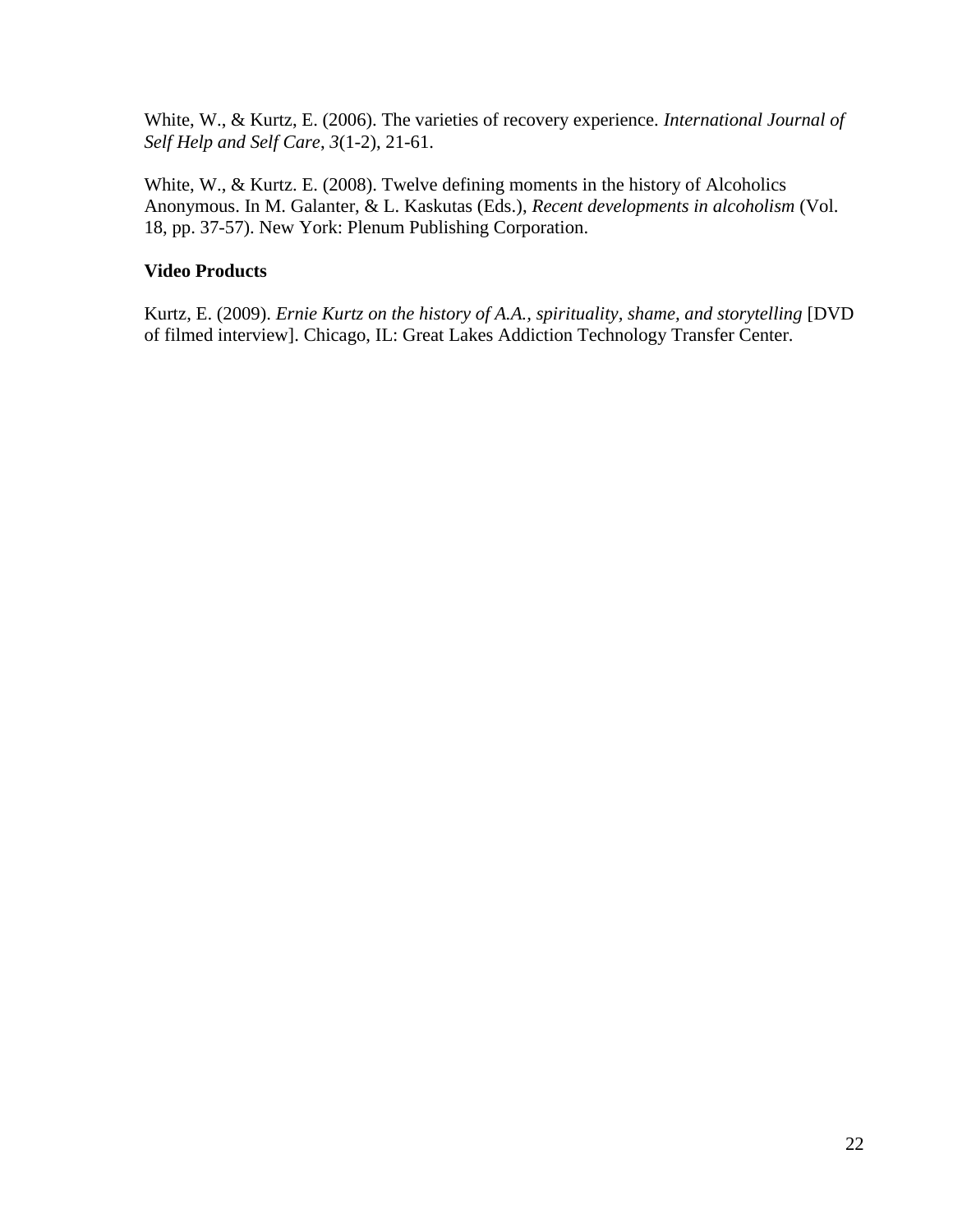White, W., & Kurtz, E. (2006). The varieties of recovery experience. *International Journal of Self Help and Self Care*, *3*(1-2), 21-61.

White, W., & Kurtz. E. (2008). Twelve defining moments in the history of Alcoholics Anonymous. In M. Galanter, & L. Kaskutas (Eds.), *Recent developments in alcoholism* (Vol. 18, pp. 37-57). New York: Plenum Publishing Corporation.

**Video Products**

Kurtz, E. (2009). *Ernie Kurtz on the history of A.A., spirituality, shame, and storytelling* [DVD of filmed interview]. Chicago, IL: Great Lakes Addiction Technology Transfer Center.